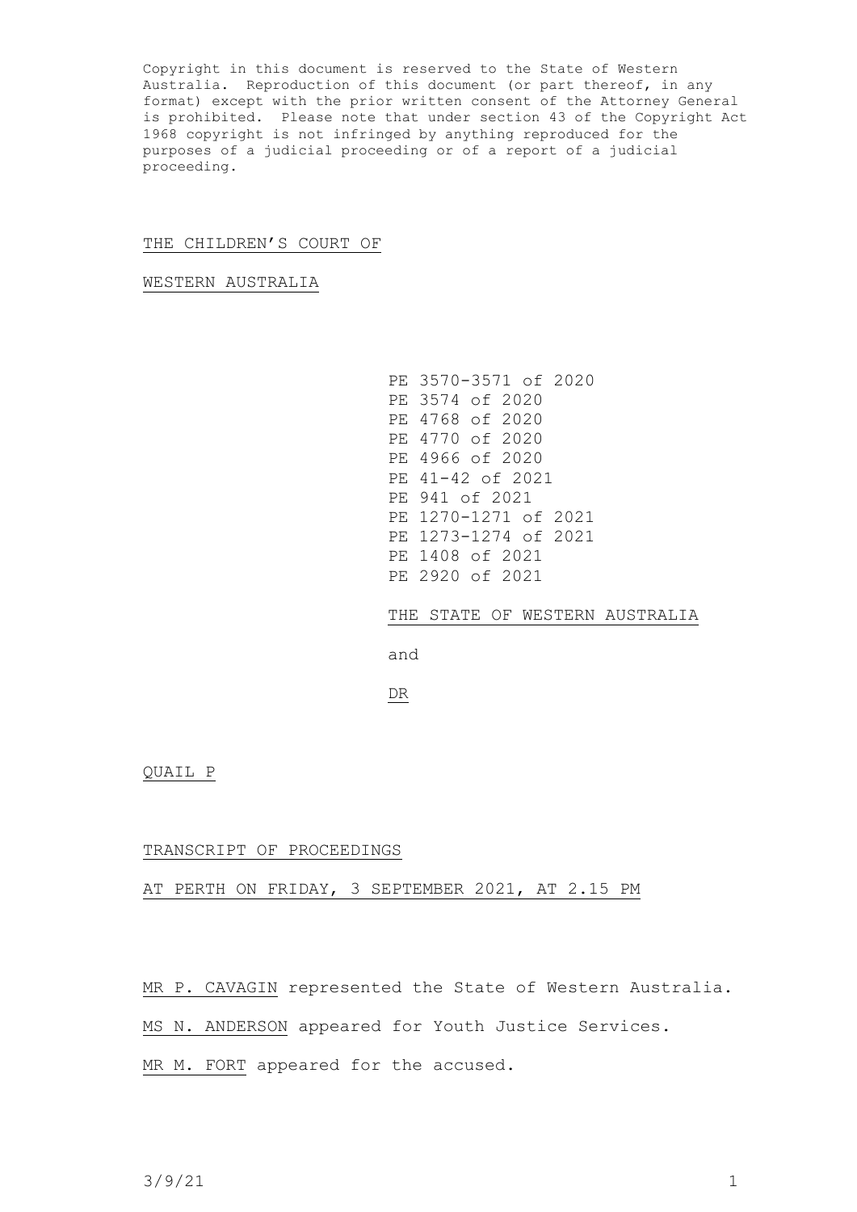Copyright in this document is reserved to the State of Western Australia. Reproduction of this document (or part thereof, in any format) except with the prior written consent of the Attorney General is prohibited. Please note that under section 43 of the Copyright Act 1968 copyright is not infringed by anything reproduced for the purposes of a judicial proceeding or of a report of a judicial proceeding.

THE CHILDREN'S COURT OF

WESTERN AUSTRALIA

PE 3570-3571 of 2020
PE 3574 of 2020
PE 4768 of 2020
PE 4770 of 2020
PE 4966 of 2020
PE 41-42 of 2021
PE 941 of 2021
PE 1270-1271 of 2021
PE 1273-1274 of 2021
PE 1408 of 2021
PE 2920 of 2021

THE STATE OF WESTERN AUSTRALIA

and

DR

QUAIL P

TRANSCRIPT OF PROCEEDINGS

AT PERTH ON FRIDAY, 3 SEPTEMBER 2021, AT 2.15 PM

MR P. CAVAGIN represented the State of Western Australia.

MS N. ANDERSON appeared for Youth Justice Services.

MR M. FORT appeared for the accused.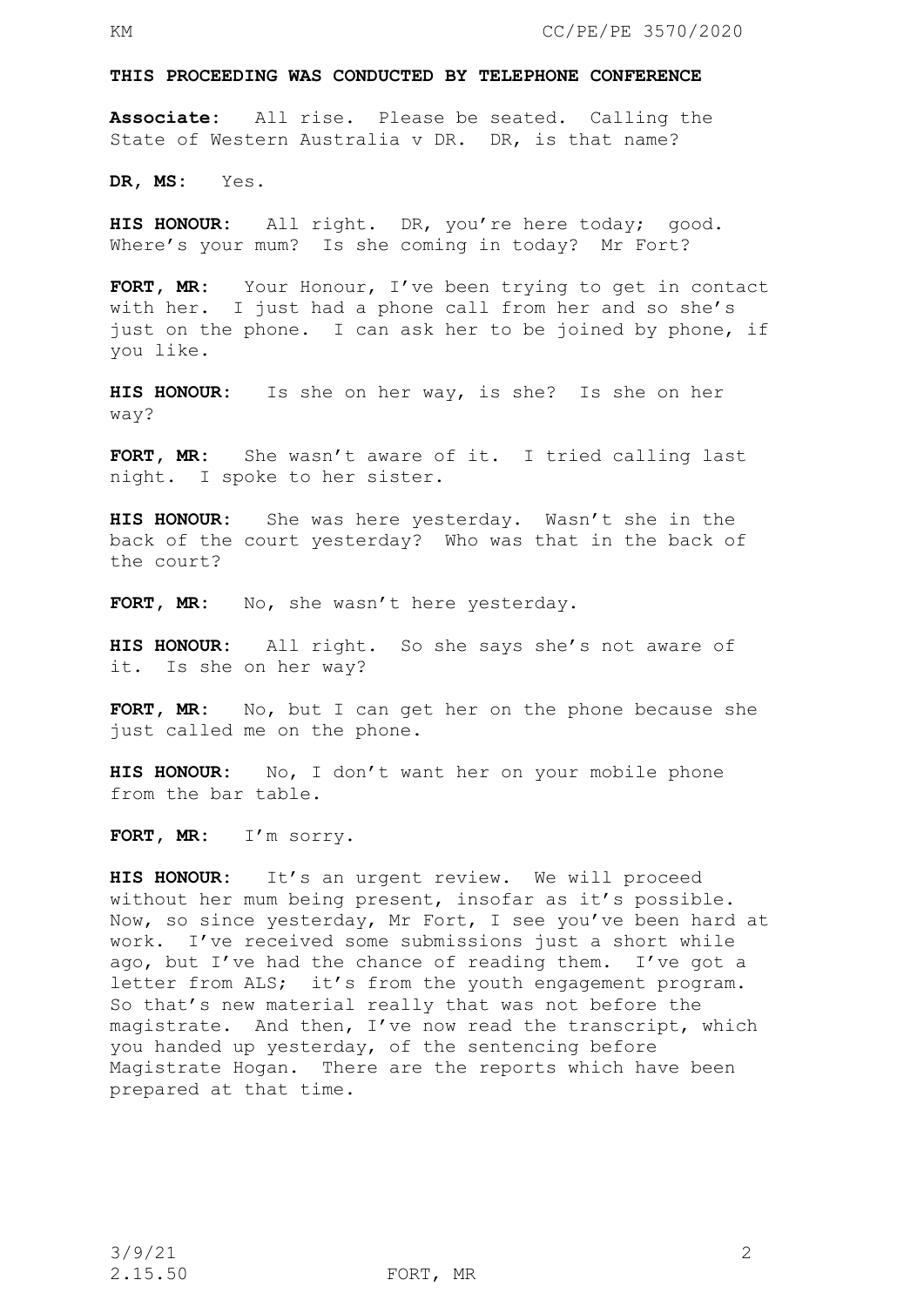**THIS PROCEEDING WAS CONDUCTED BY TELEPHONE CONFERENCE**

**Associate:** All rise. Please be seated. Calling the State of Western Australia v DR. DR, is that name?

**DR, MS:** Yes.

**HIS HONOUR:** All right. DR, you're here today; good. Where's your mum? Is she coming in today? Mr Fort?

**FORT, MR:** Your Honour, I've been trying to get in contact with her. I just had a phone call from her and so she's just on the phone. I can ask her to be joined by phone, if you like.

**HIS HONOUR:** Is she on her way, is she? Is she on her way?

**FORT, MR:** She wasn't aware of it. I tried calling last night. I spoke to her sister.

**HIS HONOUR:** She was here yesterday. Wasn't she in the back of the court yesterday? Who was that in the back of the court?

**FORT, MR:** No, she wasn't here yesterday.

**HIS HONOUR:** All right. So she says she's not aware of it. Is she on her way?

**FORT, MR:** No, but I can get her on the phone because she just called me on the phone.

**HIS HONOUR:** No, I don't want her on your mobile phone from the bar table.

**FORT, MR:** I'm sorry.

**HIS HONOUR:** It's an urgent review. We will proceed without her mum being present, insofar as it's possible. Now, so since yesterday, Mr Fort, I see you've been hard at work. I've received some submissions just a short while ago, but I've had the chance of reading them. I've got a letter from ALS; it's from the youth engagement program. So that's new material really that was not before the magistrate. And then, I've now read the transcript, which you handed up yesterday, of the sentencing before Magistrate Hogan. There are the reports which have been prepared at that time.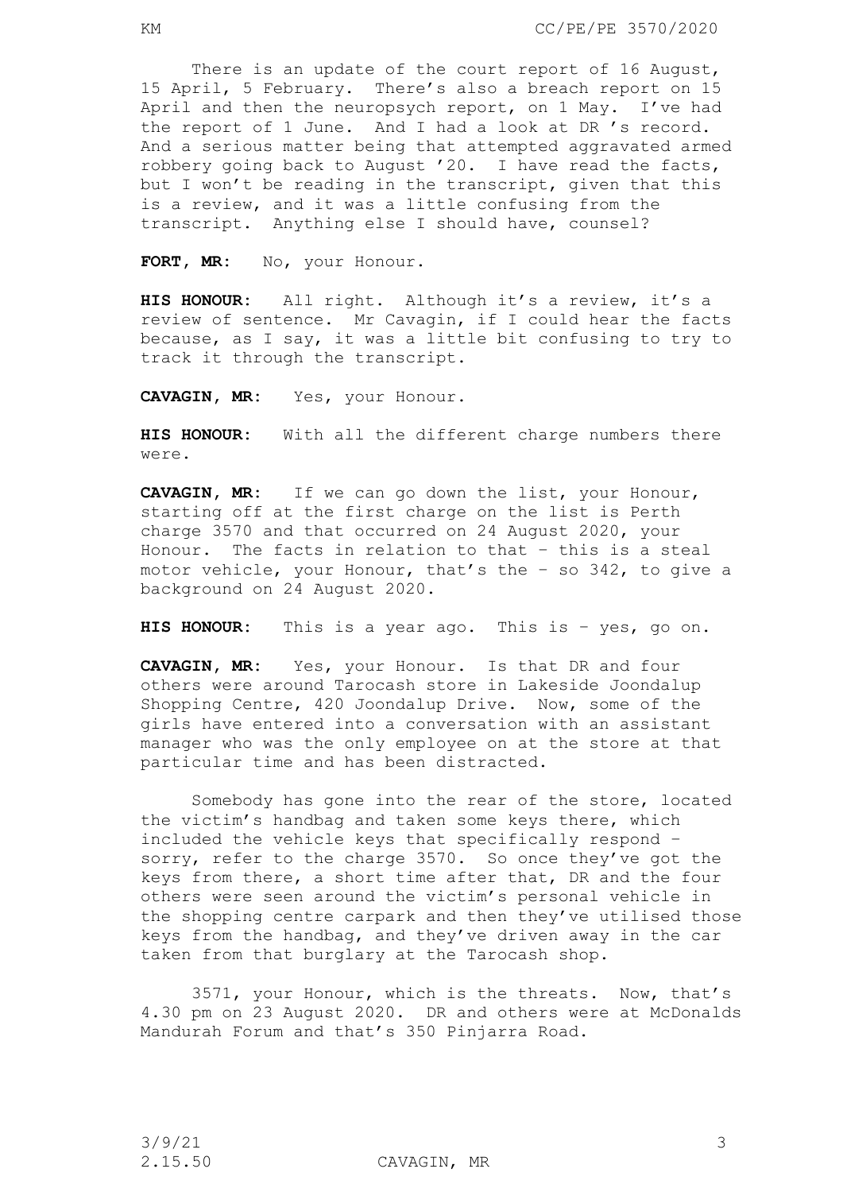There is an update of the court report of 16 August, 15 April, 5 February. There's also a breach report on 15 April and then the neuropsych report, on 1 May. I've had the report of 1 June. And I had a look at DR 's record. And a serious matter being that attempted aggravated armed robbery going back to August '20. I have read the facts, but I won't be reading in the transcript, given that this is a review, and it was a little confusing from the transcript. Anything else I should have, counsel?

**FORT, MR**: No, your Honour.

**HIS HONOUR**: All right. Although it's a review, it's a review of sentence. Mr Cavagin, if I could hear the facts because, as I say, it was a little bit confusing to try to track it through the transcript.

**CAVAGIN, MR**: Yes, your Honour.

**HIS HONOUR**: With all the different charge numbers there were.

**CAVAGIN, MR**: If we can go down the list, your Honour, starting off at the first charge on the list is Perth charge 3570 and that occurred on 24 August 2020, your Honour. The facts in relation to that – this is a steal motor vehicle, your Honour, that's the – so 342, to give a background on 24 August 2020.

**HIS HONOUR**: This is a year ago. This is – yes, go on.

**CAVAGIN, MR**: Yes, your Honour. Is that DR and four others were around Tarocash store in Lakeside Joondalup Shopping Centre, 420 Joondalup Drive. Now, some of the girls have entered into a conversation with an assistant manager who was the only employee on at the store at that particular time and has been distracted.

Somebody has gone into the rear of the store, located the victim's handbag and taken some keys there, which included the vehicle keys that specifically respond – sorry, refer to the charge 3570. So once they've got the keys from there, a short time after that, DR and the four others were seen around the victim's personal vehicle in the shopping centre carpark and then they've utilised those keys from the handbag, and they've driven away in the car taken from that burglary at the Tarocash shop.

3571, your Honour, which is the threats. Now, that's 4.30 pm on 23 August 2020. DR and others were at McDonalds Mandurah Forum and that's 350 Pinjarra Road.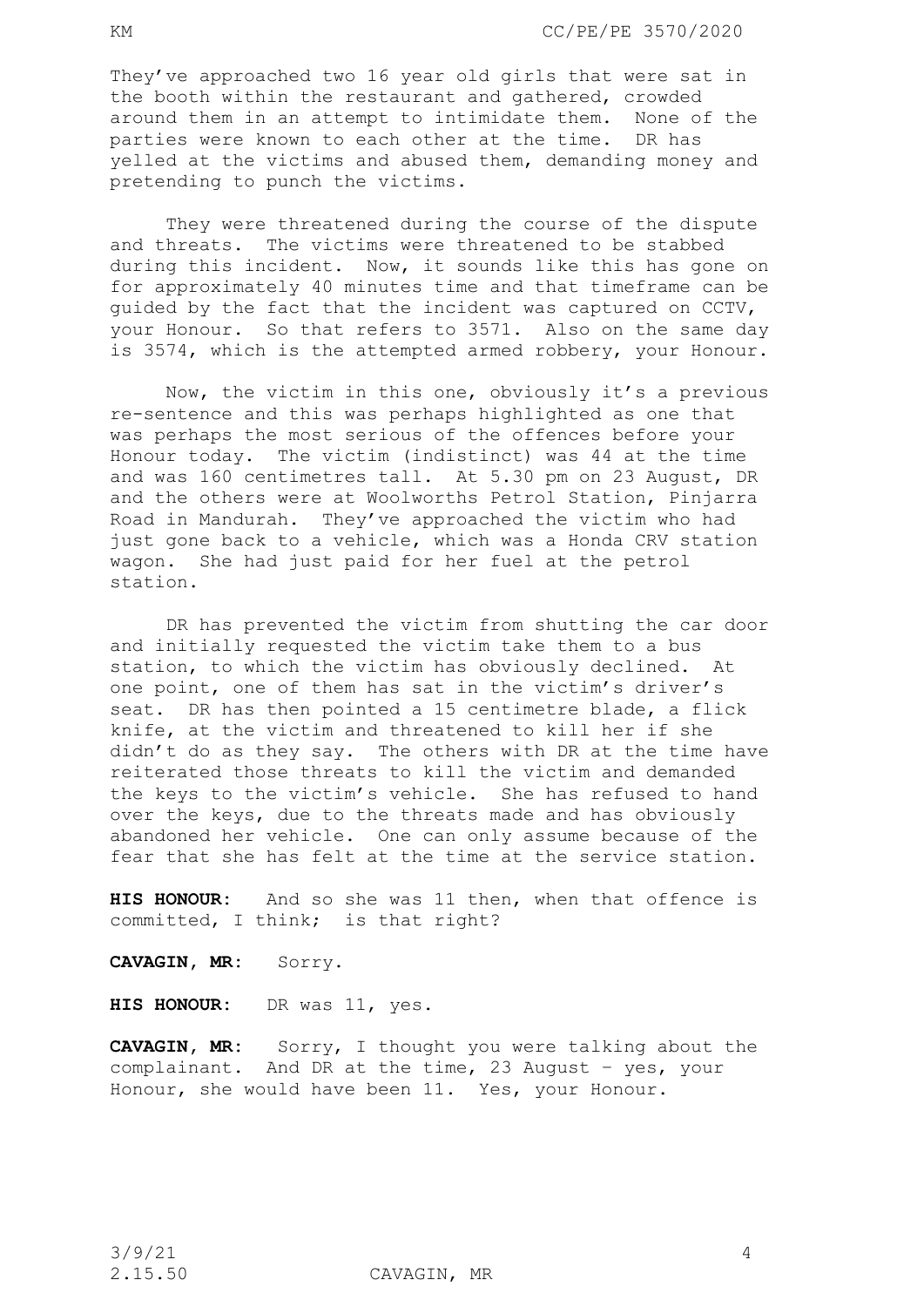They've approached two 16 year old girls that were sat in the booth within the restaurant and gathered, crowded around them in an attempt to intimidate them. None of the parties were known to each other at the time. DR has yelled at the victims and abused them, demanding money and pretending to punch the victims.

They were threatened during the course of the dispute and threats. The victims were threatened to be stabbed during this incident. Now, it sounds like this has gone on for approximately 40 minutes time and that timeframe can be guided by the fact that the incident was captured on CCTV, your Honour. So that refers to 3571. Also on the same day is 3574, which is the attempted armed robbery, your Honour.

Now, the victim in this one, obviously it's a previous re-sentence and this was perhaps highlighted as one that was perhaps the most serious of the offences before your Honour today. The victim (indistinct) was 44 at the time and was 160 centimetres tall. At 5.30 pm on 23 August, DR and the others were at Woolworths Petrol Station, Pinjarra Road in Mandurah. They've approached the victim who had just gone back to a vehicle, which was a Honda CRV station wagon. She had just paid for her fuel at the petrol station.

DR has prevented the victim from shutting the car door and initially requested the victim take them to a bus station, to which the victim has obviously declined. At one point, one of them has sat in the victim's driver's seat. DR has then pointed a 15 centimetre blade, a flick knife, at the victim and threatened to kill her if she didn't do as they say. The others with DR at the time have reiterated those threats to kill the victim and demanded the keys to the victim's vehicle. She has refused to hand over the keys, due to the threats made and has obviously abandoned her vehicle. One can only assume because of the fear that she has felt at the time at the service station.

**HIS HONOUR:** And so she was 11 then, when that offence is committed, I think; is that right?

**CAVAGIN, MR:** Sorry.

**HIS HONOUR:** DR was 11, yes.

**CAVAGIN, MR:** Sorry, I thought you were talking about the complainant. And DR at the time, 23 August – yes, your Honour, she would have been 11. Yes, your Honour.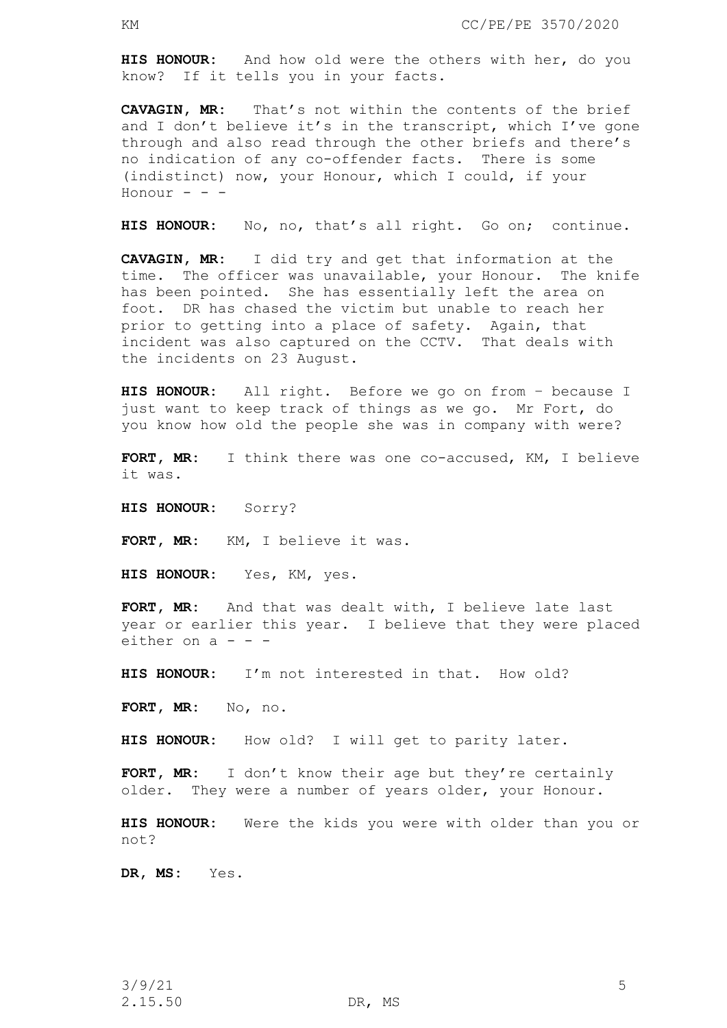**HIS HONOUR:** And how old were the others with her, do you know? If it tells you in your facts.

**CAVAGIN, MR:** That's not within the contents of the brief and I don't believe it's in the transcript, which I've gone through and also read through the other briefs and there's no indication of any co-offender facts. There is some (indistinct) now, your Honour, which I could, if your Honour - - -

**HIS HONOUR:** No, no, that's all right. Go on; continue.

**CAVAGIN, MR:** I did try and get that information at the time. The officer was unavailable, your Honour. The knife has been pointed. She has essentially left the area on foot. DR has chased the victim but unable to reach her prior to getting into a place of safety. Again, that incident was also captured on the CCTV. That deals with the incidents on 23 August.

**HIS HONOUR:** All right. Before we go on from – because I just want to keep track of things as we go. Mr Fort, do you know how old the people she was in company with were?

**FORT, MR:** I think there was one co-accused, KM, I believe it was.

**HIS HONOUR:** Sorry?

**FORT, MR:** KM, I believe it was.

**HIS HONOUR:** Yes, KM, yes.

**FORT, MR:** And that was dealt with, I believe late last year or earlier this year. I believe that they were placed either on a - - -

**HIS HONOUR:** I'm not interested in that. How old?

**FORT, MR:** No, no.

**HIS HONOUR:** How old? I will get to parity later.

**FORT, MR:** I don't know their age but they're certainly older. They were a number of years older, your Honour.

**HIS HONOUR:** Were the kids you were with older than you or not?

**DR, MS:** Yes.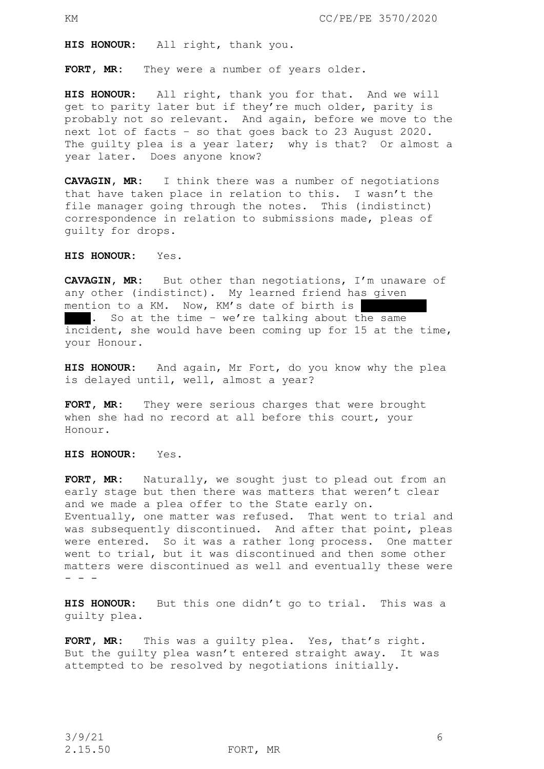**HIS HONOUR**: All right, thank you.

**FORT, MR**: They were a number of years older.

**HIS HONOUR**: All right, thank you for that. And we will get to parity later but if they're much older, parity is probably not so relevant. And again, before we move to the next lot of facts – so that goes back to 23 August 2020. The guilty plea is a year later; why is that? Or almost a year later. Does anyone know?

**CAVAGIN, MR**: I think there was a number of negotiations that have taken place in relation to this. I wasn't the file manager going through the notes. This (indistinct) correspondence in relation to submissions made, pleas of guilty for drops.

**HIS HONOUR**: Yes.

**CAVAGIN, MR**: But other than negotiations, I'm unaware of any other (indistinct). My learned friend has given mention to a KM. Now, KM's date of birth is [redacted]. So at the time – we're talking about the same incident, she would have been coming up for 15 at the time, your Honour.

**HIS HONOUR**: And again, Mr Fort, do you know why the plea is delayed until, well, almost a year?

**FORT, MR**: They were serious charges that were brought when she had no record at all before this court, your Honour.

**HIS HONOUR**: Yes.

**FORT, MR**: Naturally, we sought just to plead out from an early stage but then there was matters that weren't clear and we made a plea offer to the State early on. Eventually, one matter was refused. That went to trial and was subsequently discontinued. And after that point, pleas were entered. So it was a rather long process. One matter went to trial, but it was discontinued and then some other matters were discontinued as well and eventually these were - - -

**HIS HONOUR**: But this one didn't go to trial. This was a guilty plea.

**FORT, MR**: This was a guilty plea. Yes, that's right. But the guilty plea wasn't entered straight away. It was attempted to be resolved by negotiations initially.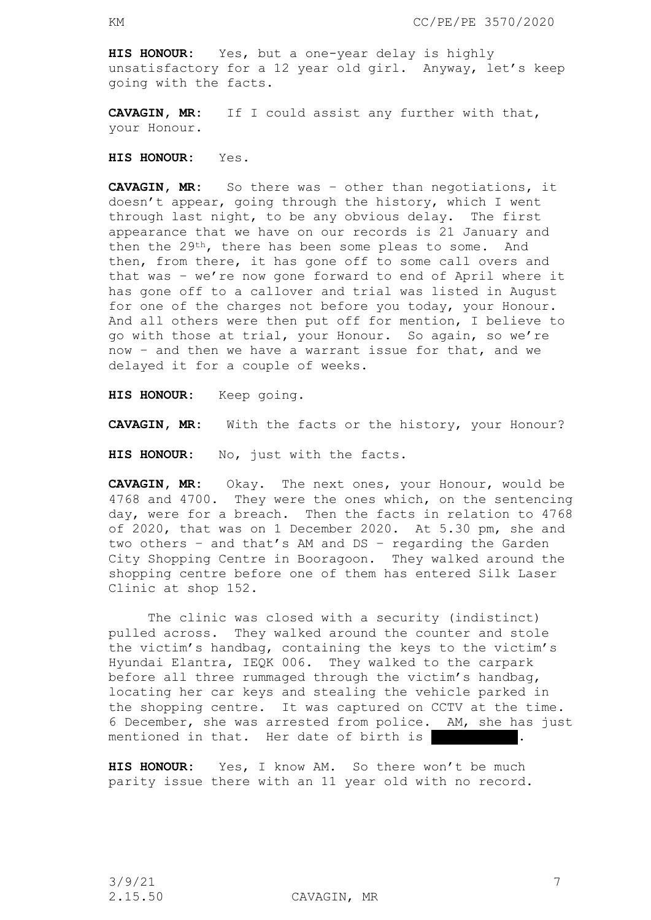**HIS HONOUR:** Yes, but a one-year delay is highly unsatisfactory for a 12 year old girl. Anyway, let's keep going with the facts.

**CAVAGIN, MR:** If I could assist any further with that, your Honour.

**HIS HONOUR:** Yes.

**CAVAGIN, MR:** So there was – other than negotiations, it doesn't appear, going through the history, which I went through last night, to be any obvious delay. The first appearance that we have on our records is 21 January and then the 29th, there has been some pleas to some. And then, from there, it has gone off to some call overs and that was – we're now gone forward to end of April where it has gone off to a callover and trial was listed in August for one of the charges not before you today, your Honour. And all others were then put off for mention, I believe to go with those at trial, your Honour. So again, so we're now – and then we have a warrant issue for that, and we delayed it for a couple of weeks.

**HIS HONOUR:** Keep going.

**CAVAGIN, MR:** With the facts or the history, your Honour?

**HIS HONOUR:** No, just with the facts.

**CAVAGIN, MR:** Okay. The next ones, your Honour, would be 4768 and 4700. They were the ones which, on the sentencing day, were for a breach. Then the facts in relation to 4768 of 2020, that was on 1 December 2020. At 5.30 pm, she and two others – and that's AM and DS – regarding the Garden City Shopping Centre in Booragoon. They walked around the shopping centre before one of them has entered Silk Laser Clinic at shop 152.

The clinic was closed with a security (indistinct) pulled across. They walked around the counter and stole the victim's handbag, containing the keys to the victim's Hyundai Elantra, IEQK 006. They walked to the carpark before all three rummaged through the victim's handbag, locating her car keys and stealing the vehicle parked in the shopping centre. It was captured on CCTV at the time. 6 December, she was arrested from police. AM, she has just mentioned in that. Her date of birth is [redacted].

**HIS HONOUR:** Yes, I know AM. So there won't be much parity issue there with an 11 year old with no record.

3/9/21
2.15.50 CAVAGIN, MR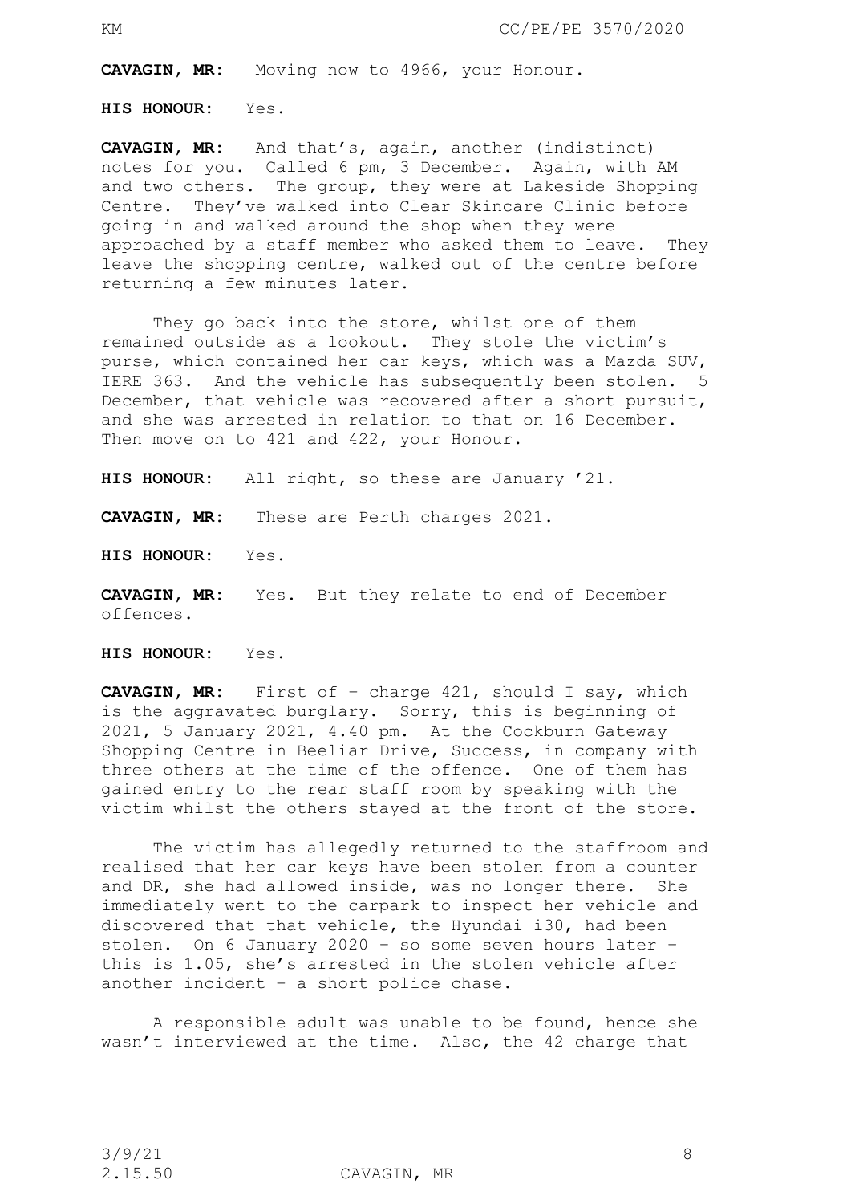**CAVAGIN, MR:** Moving now to 4966, your Honour.

**HIS HONOUR:** Yes.

**CAVAGIN, MR:** And that's, again, another (indistinct) notes for you. Called 6 pm, 3 December. Again, with AM and two others. The group, they were at Lakeside Shopping Centre. They've walked into Clear Skincare Clinic before going in and walked around the shop when they were approached by a staff member who asked them to leave. They leave the shopping centre, walked out of the centre before returning a few minutes later.

They go back into the store, whilst one of them remained outside as a lookout. They stole the victim's purse, which contained her car keys, which was a Mazda SUV, IERE 363. And the vehicle has subsequently been stolen. 5 December, that vehicle was recovered after a short pursuit, and she was arrested in relation to that on 16 December. Then move on to 421 and 422, your Honour.

**HIS HONOUR:** All right, so these are January '21.

**CAVAGIN, MR:** These are Perth charges 2021.

**HIS HONOUR:** Yes.

**CAVAGIN, MR:** Yes. But they relate to end of December offences.

**HIS HONOUR:** Yes.

**CAVAGIN, MR:** First of – charge 421, should I say, which is the aggravated burglary. Sorry, this is beginning of 2021, 5 January 2021, 4.40 pm. At the Cockburn Gateway Shopping Centre in Beeliar Drive, Success, in company with three others at the time of the offence. One of them has gained entry to the rear staff room by speaking with the victim whilst the others stayed at the front of the store.

The victim has allegedly returned to the staffroom and realised that her car keys have been stolen from a counter and DR, she had allowed inside, was no longer there. She immediately went to the carpark to inspect her vehicle and discovered that that vehicle, the Hyundai i30, had been stolen. On 6 January 2020 – so some seven hours later – this is 1.05, she's arrested in the stolen vehicle after another incident – a short police chase.

A responsible adult was unable to be found, hence she wasn't interviewed at the time. Also, the 42 charge that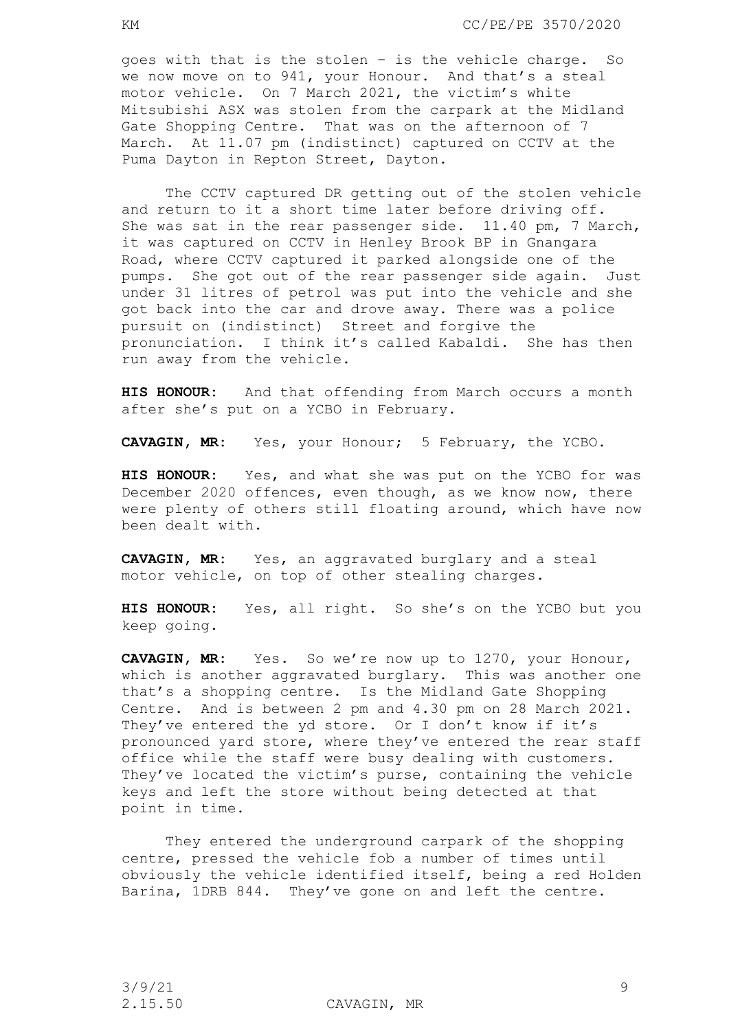goes with that is the stolen – is the vehicle charge. So we now move on to 941, your Honour. And that's a steal motor vehicle. On 7 March 2021, the victim's white Mitsubishi ASX was stolen from the carpark at the Midland Gate Shopping Centre. That was on the afternoon of 7 March. At 11.07 pm (indistinct) captured on CCTV at the Puma Dayton in Repton Street, Dayton.

The CCTV captured DR getting out of the stolen vehicle and return to it a short time later before driving off. She was sat in the rear passenger side. 11.40 pm, 7 March, it was captured on CCTV in Henley Brook BP in Gnangara Road, where CCTV captured it parked alongside one of the pumps. She got out of the rear passenger side again. Just under 31 litres of petrol was put into the vehicle and she got back into the car and drove away. There was a police pursuit on (indistinct) Street and forgive the pronunciation. I think it's called Kabaldi. She has then run away from the vehicle.

**HIS HONOUR:** And that offending from March occurs a month after she's put on a YCBO in February.

**CAVAGIN, MR:** Yes, your Honour; 5 February, the YCBO.

**HIS HONOUR:** Yes, and what she was put on the YCBO for was December 2020 offences, even though, as we know now, there were plenty of others still floating around, which have now been dealt with.

**CAVAGIN, MR:** Yes, an aggravated burglary and a steal motor vehicle, on top of other stealing charges.

**HIS HONOUR:** Yes, all right. So she's on the YCBO but you keep going.

**CAVAGIN, MR:** Yes. So we're now up to 1270, your Honour, which is another aggravated burglary. This was another one that's a shopping centre. Is the Midland Gate Shopping Centre. And is between 2 pm and 4.30 pm on 28 March 2021. They've entered the yd store. Or I don't know if it's pronounced yard store, where they've entered the rear staff office while the staff were busy dealing with customers. They've located the victim's purse, containing the vehicle keys and left the store without being detected at that point in time.

They entered the underground carpark of the shopping centre, pressed the vehicle fob a number of times until obviously the vehicle identified itself, being a red Holden Barina, 1DRB 844. They've gone on and left the centre.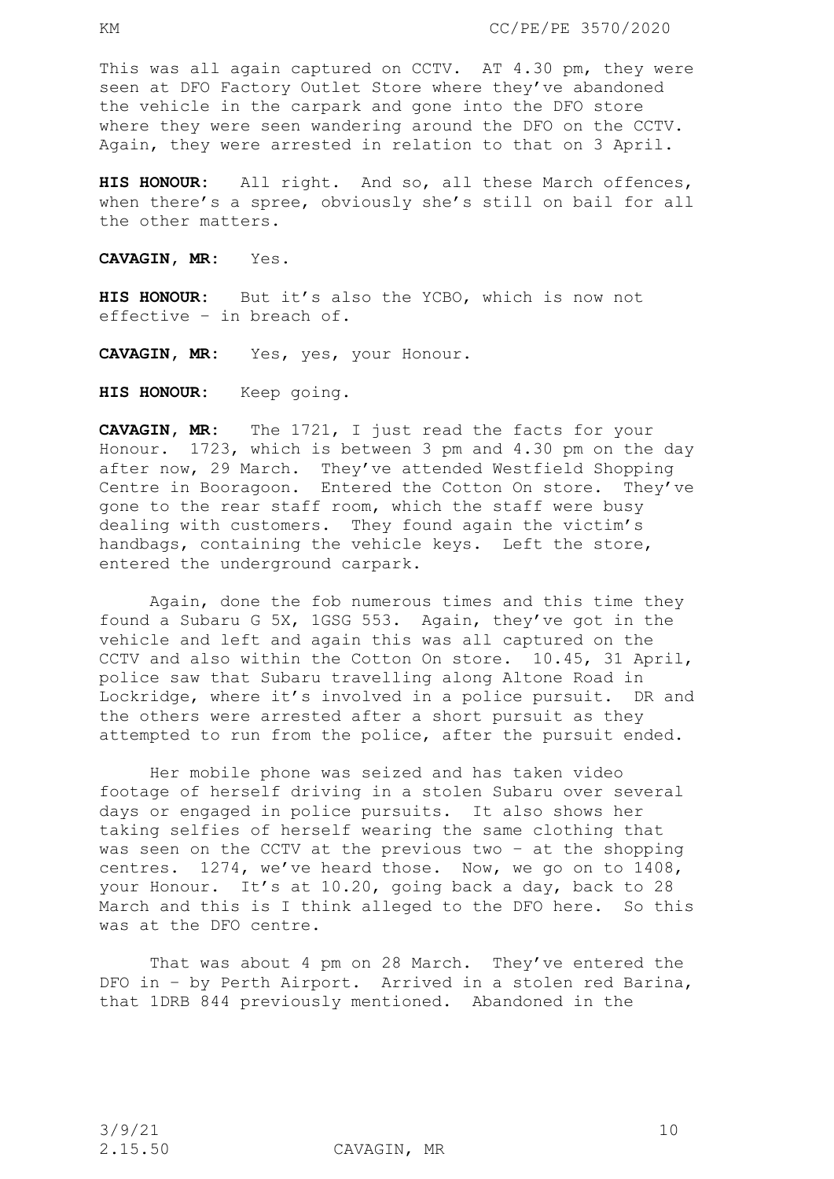This was all again captured on CCTV. AT 4.30 pm, they were seen at DFO Factory Outlet Store where they've abandoned the vehicle in the carpark and gone into the DFO store where they were seen wandering around the DFO on the CCTV. Again, they were arrested in relation to that on 3 April.

**HIS HONOUR:** All right. And so, all these March offences, when there's a spree, obviously she's still on bail for all the other matters.

**CAVAGIN, MR:** Yes.

**HIS HONOUR:** But it's also the YCBO, which is now not effective – in breach of.

**CAVAGIN, MR:** Yes, yes, your Honour.

**HIS HONOUR:** Keep going.

**CAVAGIN, MR:** The 1721, I just read the facts for your Honour. 1723, which is between 3 pm and 4.30 pm on the day after now, 29 March. They've attended Westfield Shopping Centre in Booragoon. Entered the Cotton On store. They've gone to the rear staff room, which the staff were busy dealing with customers. They found again the victim's handbags, containing the vehicle keys. Left the store, entered the underground carpark.

Again, done the fob numerous times and this time they found a Subaru G 5X, 1GSG 553. Again, they've got in the vehicle and left and again this was all captured on the CCTV and also within the Cotton On store. 10.45, 31 April, police saw that Subaru travelling along Altone Road in Lockridge, where it's involved in a police pursuit. DR and the others were arrested after a short pursuit as they attempted to run from the police, after the pursuit ended.

Her mobile phone was seized and has taken video footage of herself driving in a stolen Subaru over several days or engaged in police pursuits. It also shows her taking selfies of herself wearing the same clothing that was seen on the CCTV at the previous two – at the shopping centres. 1274, we've heard those. Now, we go on to 1408, your Honour. It's at 10.20, going back a day, back to 28 March and this is I think alleged to the DFO here. So this was at the DFO centre.

That was about 4 pm on 28 March. They've entered the DFO in – by Perth Airport. Arrived in a stolen red Barina, that 1DRB 844 previously mentioned. Abandoned in the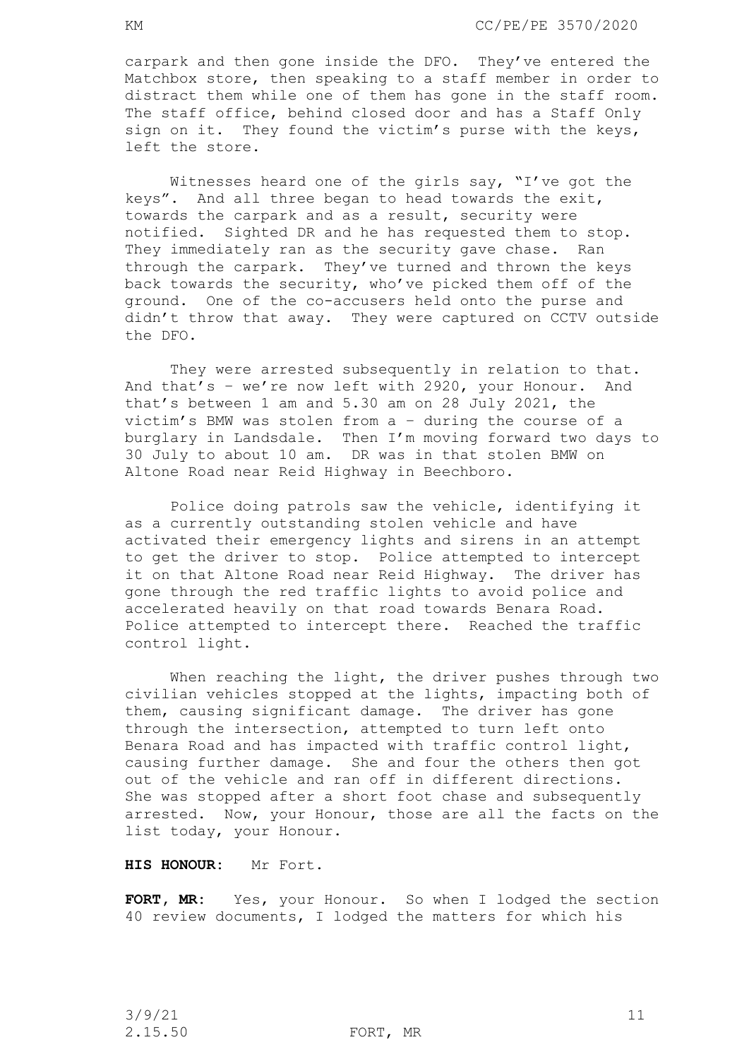carpark and then gone inside the DFO. They've entered the Matchbox store, then speaking to a staff member in order to distract them while one of them has gone in the staff room. The staff office, behind closed door and has a Staff Only sign on it. They found the victim's purse with the keys, left the store.

Witnesses heard one of the girls say, "I've got the keys". And all three began to head towards the exit, towards the carpark and as a result, security were notified. Sighted DR and he has requested them to stop. They immediately ran as the security gave chase. Ran through the carpark. They've turned and thrown the keys back towards the security, who've picked them off of the ground. One of the co-accusers held onto the purse and didn't throw that away. They were captured on CCTV outside the DFO.

They were arrested subsequently in relation to that. And that's – we're now left with 2920, your Honour. And that's between 1 am and 5.30 am on 28 July 2021, the victim's BMW was stolen from a – during the course of a burglary in Landsdale. Then I'm moving forward two days to 30 July to about 10 am. DR was in that stolen BMW on Altone Road near Reid Highway in Beechboro.

Police doing patrols saw the vehicle, identifying it as a currently outstanding stolen vehicle and have activated their emergency lights and sirens in an attempt to get the driver to stop. Police attempted to intercept it on that Altone Road near Reid Highway. The driver has gone through the red traffic lights to avoid police and accelerated heavily on that road towards Benara Road. Police attempted to intercept there. Reached the traffic control light.

When reaching the light, the driver pushes through two civilian vehicles stopped at the lights, impacting both of them, causing significant damage. The driver has gone through the intersection, attempted to turn left onto Benara Road and has impacted with traffic control light, causing further damage. She and four the others then got out of the vehicle and ran off in different directions. She was stopped after a short foot chase and subsequently arrested. Now, your Honour, those are all the facts on the list today, your Honour.

**HIS HONOUR:** Mr Fort.

**FORT, MR:** Yes, your Honour. So when I lodged the section 40 review documents, I lodged the matters for which his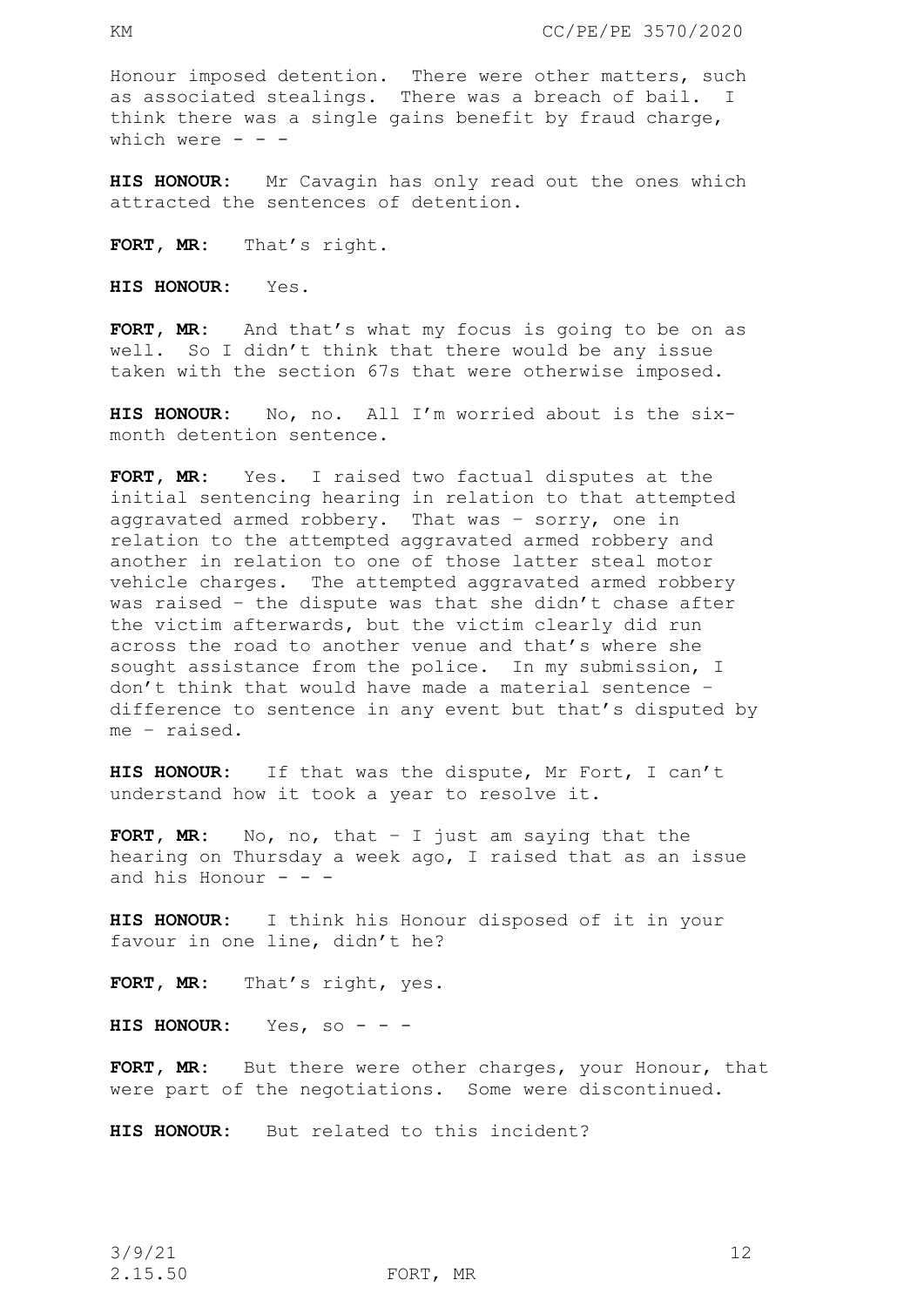Honour imposed detention. There were other matters, such as associated stealings. There was a breach of bail. I think there was a single gains benefit by fraud charge, which were - - -

**HIS HONOUR**: Mr Cavagin has only read out the ones which attracted the sentences of detention.

**FORT, MR**: That's right.

**HIS HONOUR**: Yes.

**FORT, MR**: And that's what my focus is going to be on as well. So I didn't think that there would be any issue taken with the section 67s that were otherwise imposed.

**HIS HONOUR**: No, no. All I'm worried about is the six-month detention sentence.

**FORT, MR**: Yes. I raised two factual disputes at the initial sentencing hearing in relation to that attempted aggravated armed robbery. That was – sorry, one in relation to the attempted aggravated armed robbery and another in relation to one of those latter steal motor vehicle charges. The attempted aggravated armed robbery was raised – the dispute was that she didn't chase after the victim afterwards, but the victim clearly did run across the road to another venue and that's where she sought assistance from the police. In my submission, I don't think that would have made a material sentence – difference to sentence in any event but that's disputed by me – raised.

**HIS HONOUR**: If that was the dispute, Mr Fort, I can't understand how it took a year to resolve it.

**FORT, MR**: No, no, that – I just am saying that the hearing on Thursday a week ago, I raised that as an issue and his Honour - - -

**HIS HONOUR**: I think his Honour disposed of it in your favour in one line, didn't he?

**FORT, MR**: That's right, yes.

**HIS HONOUR**: Yes, so - - -

**FORT, MR**: But there were other charges, your Honour, that were part of the negotiations. Some were discontinued.

**HIS HONOUR**: But related to this incident?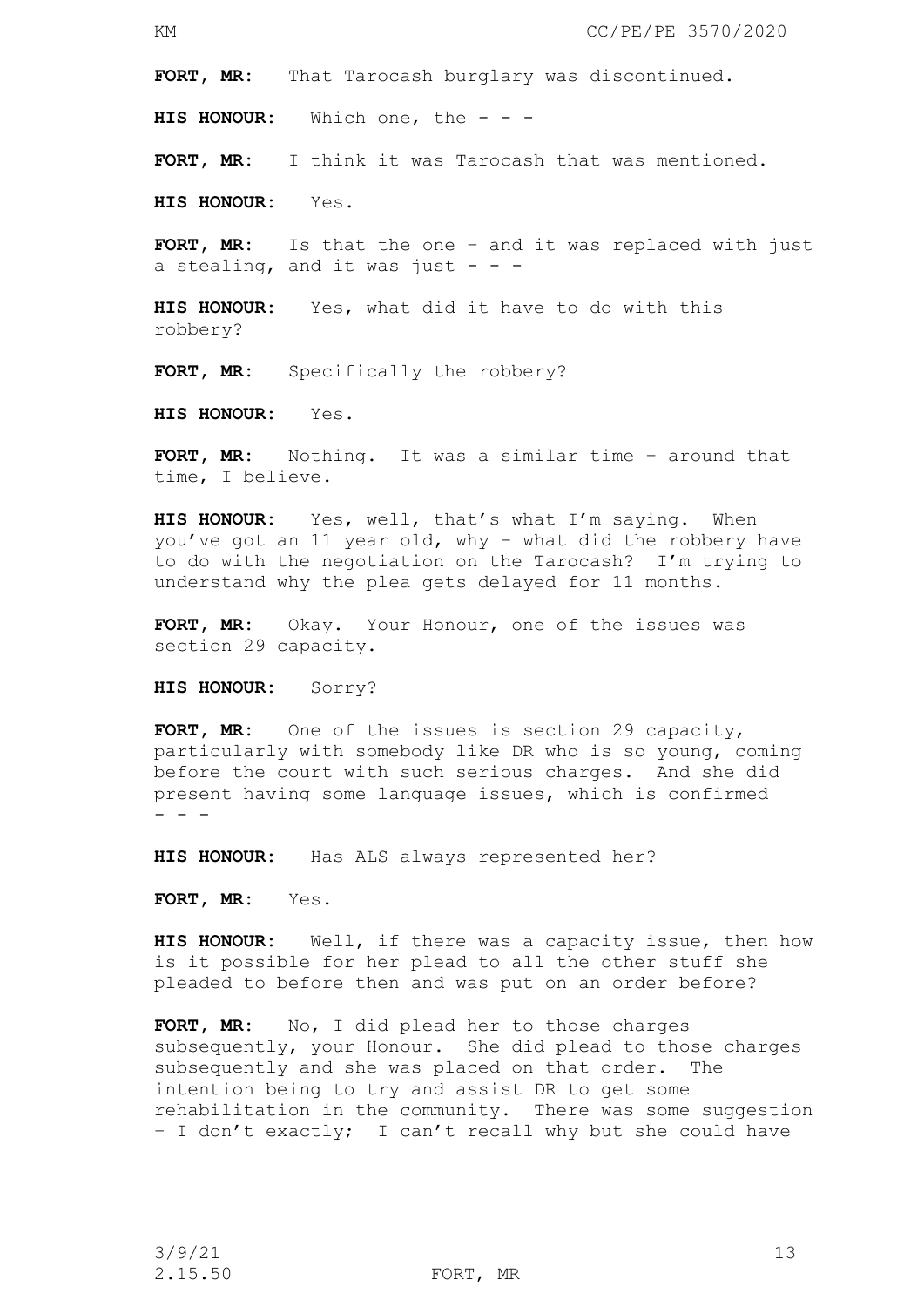**FORT, MR**: That Tarocash burglary was discontinued.

**HIS HONOUR**: Which one, the - - -

**FORT, MR**: I think it was Tarocash that was mentioned.

**HIS HONOUR**: Yes.

**FORT, MR**: Is that the one – and it was replaced with just a stealing, and it was just - - -

**HIS HONOUR**: Yes, what did it have to do with this robbery?

**FORT, MR**: Specifically the robbery?

**HIS HONOUR**: Yes.

**FORT, MR**: Nothing. It was a similar time – around that time, I believe.

**HIS HONOUR**: Yes, well, that's what I'm saying. When you've got an 11 year old, why – what did the robbery have to do with the negotiation on the Tarocash? I'm trying to understand why the plea gets delayed for 11 months.

**FORT, MR**: Okay. Your Honour, one of the issues was section 29 capacity.

**HIS HONOUR**: Sorry?

**FORT, MR**: One of the issues is section 29 capacity, particularly with somebody like DR who is so young, coming before the court with such serious charges. And she did present having some language issues, which is confirmed - - -

**HIS HONOUR**: Has ALS always represented her?

**FORT, MR**: Yes.

**HIS HONOUR**: Well, if there was a capacity issue, then how is it possible for her plead to all the other stuff she pleaded to before then and was put on an order before?

**FORT, MR**: No, I did plead her to those charges subsequently, your Honour. She did plead to those charges subsequently and she was placed on that order. The intention being to try and assist DR to get some rehabilitation in the community. There was some suggestion – I don't exactly; I can't recall why but she could have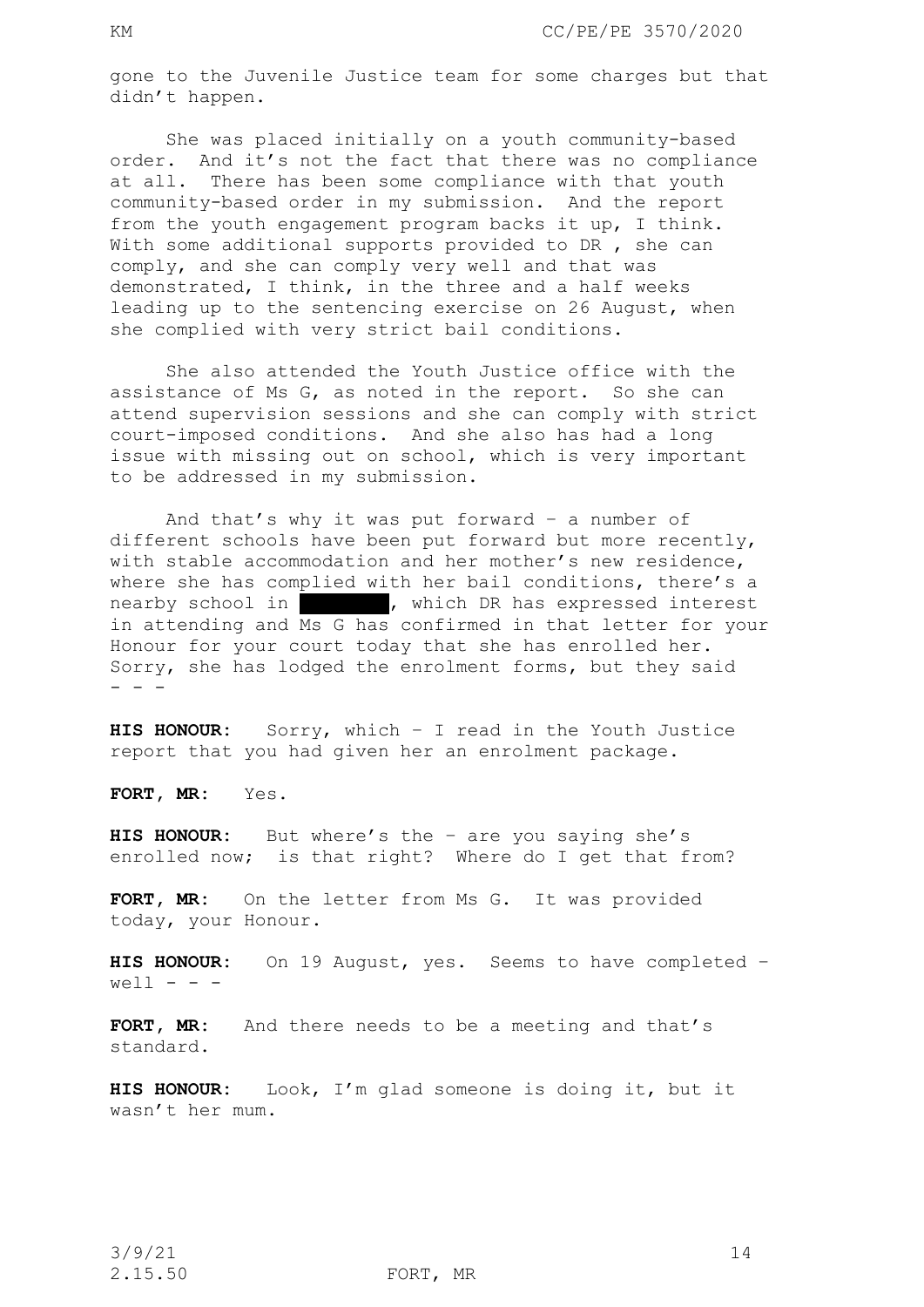gone to the Juvenile Justice team for some charges but that didn't happen.

She was placed initially on a youth community-based order. And it's not the fact that there was no compliance at all. There has been some compliance with that youth community-based order in my submission. And the report from the youth engagement program backs it up, I think. With some additional supports provided to DR , she can comply, and she can comply very well and that was demonstrated, I think, in the three and a half weeks leading up to the sentencing exercise on 26 August, when she complied with very strict bail conditions.

She also attended the Youth Justice office with the assistance of Ms G, as noted in the report. So she can attend supervision sessions and she can comply with strict court-imposed conditions. And she also has had a long issue with missing out on school, which is very important to be addressed in my submission.

And that's why it was put forward – a number of different schools have been put forward but more recently, with stable accommodation and her mother's new residence, where she has complied with her bail conditions, there's a nearby school in ██████, which DR has expressed interest in attending and Ms G has confirmed in that letter for your Honour for your court today that she has enrolled her. Sorry, she has lodged the enrolment forms, but they said - - -

**HIS HONOUR:** Sorry, which – I read in the Youth Justice report that you had given her an enrolment package.

**FORT, MR:** Yes.

**HIS HONOUR:** But where's the – are you saying she's enrolled now; is that right? Where do I get that from?

**FORT, MR:** On the letter from Ms G. It was provided today, your Honour.

**HIS HONOUR:** On 19 August, yes. Seems to have completed – well - - -

**FORT, MR:** And there needs to be a meeting and that's standard.

**HIS HONOUR:** Look, I'm glad someone is doing it, but it wasn't her mum.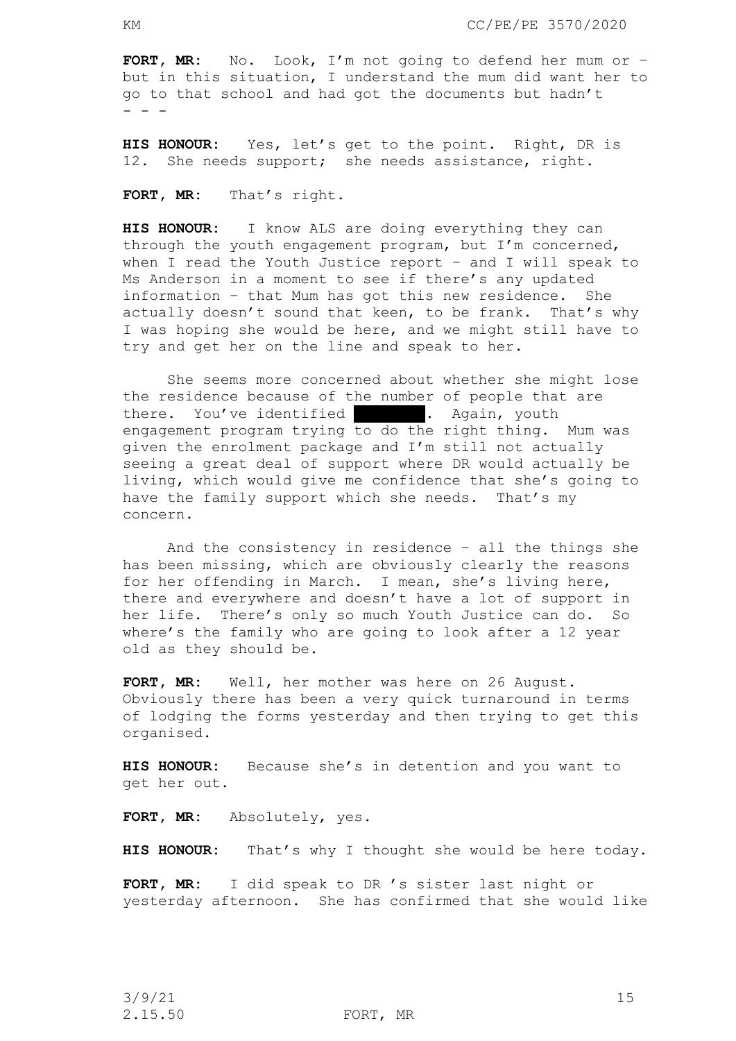**FORT, MR**: No. Look, I'm not going to defend her mum or – but in this situation, I understand the mum did want her to go to that school and had got the documents but hadn't - - -

**HIS HONOUR**: Yes, let's get to the point. Right, DR is 12. She needs support; she needs assistance, right.

**FORT, MR**: That's right.

**HIS HONOUR**: I know ALS are doing everything they can through the youth engagement program, but I'm concerned, when I read the Youth Justice report – and I will speak to Ms Anderson in a moment to see if there's any updated information – that Mum has got this new residence. She actually doesn't sound that keen, to be frank. That's why I was hoping she would be here, and we might still have to try and get her on the line and speak to her.

She seems more concerned about whether she might lose the residence because of the number of people that are there. You've identified [redacted]. Again, youth engagement program trying to do the right thing. Mum was given the enrolment package and I'm still not actually seeing a great deal of support where DR would actually be living, which would give me confidence that she's going to have the family support which she needs. That's my concern.

And the consistency in residence – all the things she has been missing, which are obviously clearly the reasons for her offending in March. I mean, she's living here, there and everywhere and doesn't have a lot of support in her life. There's only so much Youth Justice can do. So where's the family who are going to look after a 12 year old as they should be.

**FORT, MR**: Well, her mother was here on 26 August. Obviously there has been a very quick turnaround in terms of lodging the forms yesterday and then trying to get this organised.

**HIS HONOUR**: Because she's in detention and you want to get her out.

**FORT, MR**: Absolutely, yes.

**HIS HONOUR**: That's why I thought she would be here today.

**FORT, MR**: I did speak to DR 's sister last night or yesterday afternoon. She has confirmed that she would like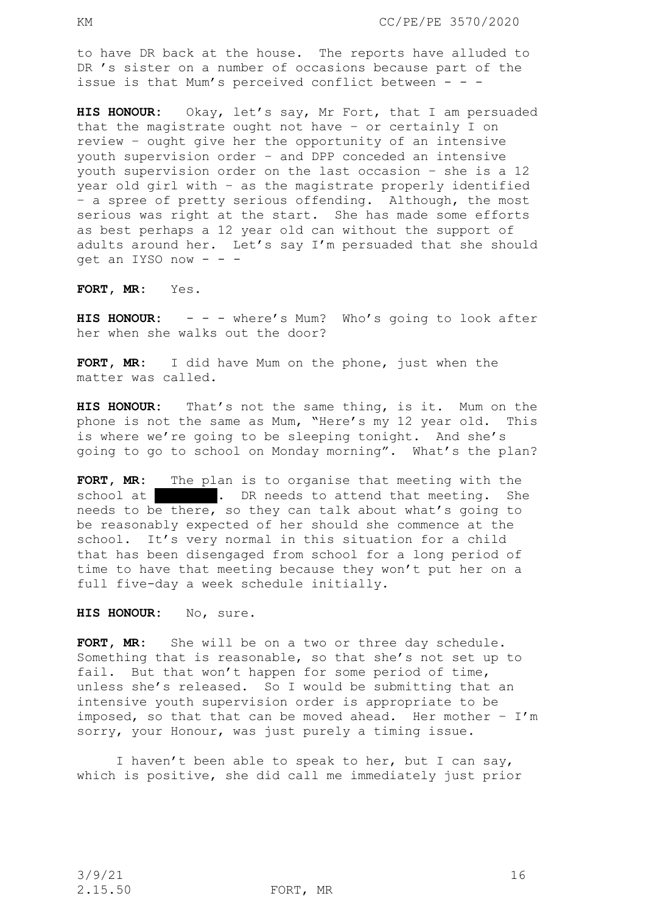to have DR back at the house. The reports have alluded to DR 's sister on a number of occasions because part of the issue is that Mum's perceived conflict between - - -

**HIS HONOUR:** Okay, let's say, Mr Fort, that I am persuaded that the magistrate ought not have – or certainly I on review – ought give her the opportunity of an intensive youth supervision order – and DPP conceded an intensive youth supervision order on the last occasion – she is a 12 year old girl with – as the magistrate properly identified – a spree of pretty serious offending. Although, the most serious was right at the start. She has made some efforts as best perhaps a 12 year old can without the support of adults around her. Let's say I'm persuaded that she should get an IYSO now - - -

**FORT, MR:** Yes.

**HIS HONOUR:** - - - where's Mum? Who's going to look after her when she walks out the door?

**FORT, MR:** I did have Mum on the phone, just when the matter was called.

**HIS HONOUR:** That's not the same thing, is it. Mum on the phone is not the same as Mum, "Here's my 12 year old. This is where we're going to be sleeping tonight. And she's going to go to school on Monday morning". What's the plan?

**FORT, MR:** The plan is to organise that meeting with the school at ████████. DR needs to attend that meeting. She needs to be there, so they can talk about what's going to be reasonably expected of her should she commence at the school. It's very normal in this situation for a child that has been disengaged from school for a long period of time to have that meeting because they won't put her on a full five-day a week schedule initially.

**HIS HONOUR:** No, sure.

**FORT, MR:** She will be on a two or three day schedule. Something that is reasonable, so that she's not set up to fail. But that won't happen for some period of time, unless she's released. So I would be submitting that an intensive youth supervision order is appropriate to be imposed, so that that can be moved ahead. Her mother – I'm sorry, your Honour, was just purely a timing issue.

I haven't been able to speak to her, but I can say, which is positive, she did call me immediately just prior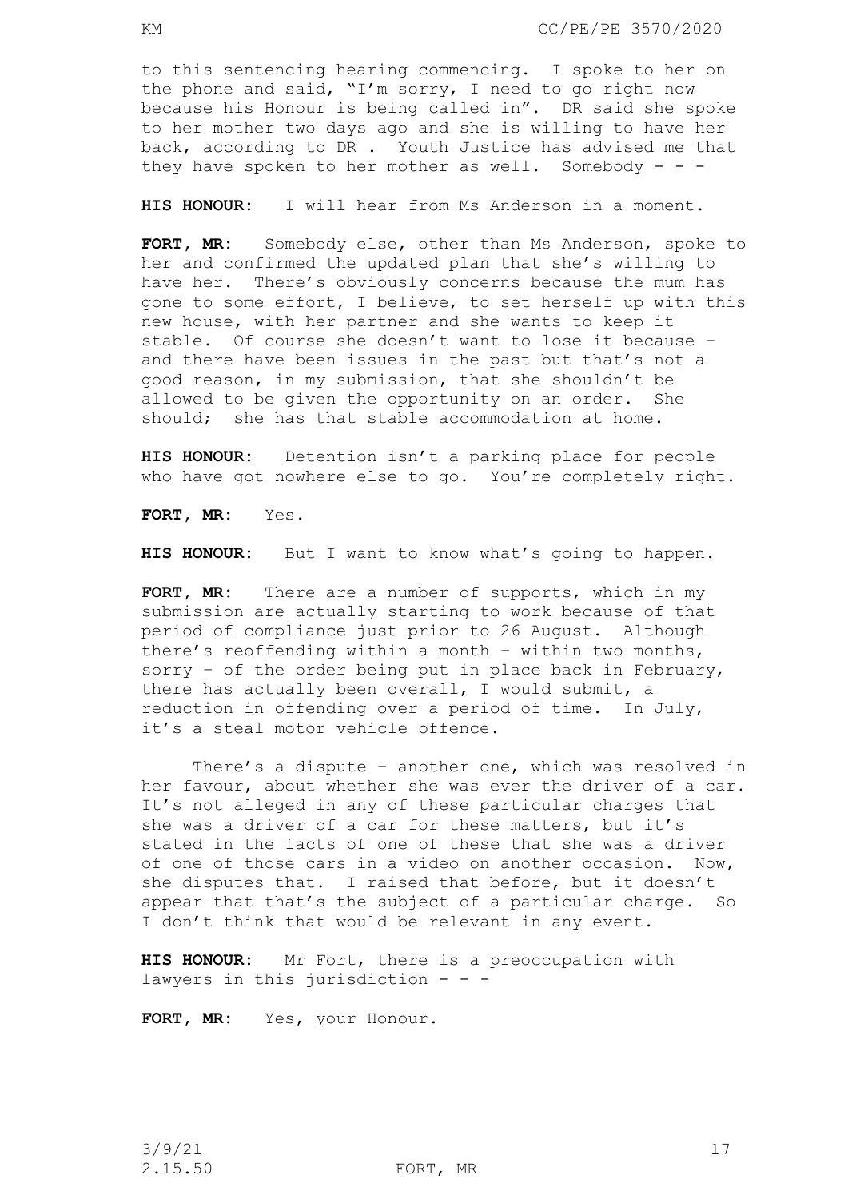to this sentencing hearing commencing. I spoke to her on the phone and said, "I'm sorry, I need to go right now because his Honour is being called in". DR said she spoke to her mother two days ago and she is willing to have her back, according to DR . Youth Justice has advised me that they have spoken to her mother as well. Somebody - - -

**HIS HONOUR**: I will hear from Ms Anderson in a moment.

**FORT, MR**: Somebody else, other than Ms Anderson, spoke to her and confirmed the updated plan that she's willing to have her. There's obviously concerns because the mum has gone to some effort, I believe, to set herself up with this new house, with her partner and she wants to keep it stable. Of course she doesn't want to lose it because – and there have been issues in the past but that's not a good reason, in my submission, that she shouldn't be allowed to be given the opportunity on an order. She should; she has that stable accommodation at home.

**HIS HONOUR**: Detention isn't a parking place for people who have got nowhere else to go. You're completely right.

**FORT, MR**: Yes.

**HIS HONOUR**: But I want to know what's going to happen.

**FORT, MR**: There are a number of supports, which in my submission are actually starting to work because of that period of compliance just prior to 26 August. Although there's reoffending within a month – within two months, sorry – of the order being put in place back in February, there has actually been overall, I would submit, a reduction in offending over a period of time. In July, it's a steal motor vehicle offence.

There's a dispute – another one, which was resolved in her favour, about whether she was ever the driver of a car. It's not alleged in any of these particular charges that she was a driver of a car for these matters, but it's stated in the facts of one of these that she was a driver of one of those cars in a video on another occasion. Now, she disputes that. I raised that before, but it doesn't appear that that's the subject of a particular charge. So I don't think that would be relevant in any event.

**HIS HONOUR**: Mr Fort, there is a preoccupation with lawyers in this jurisdiction - - -

**FORT, MR**: Yes, your Honour.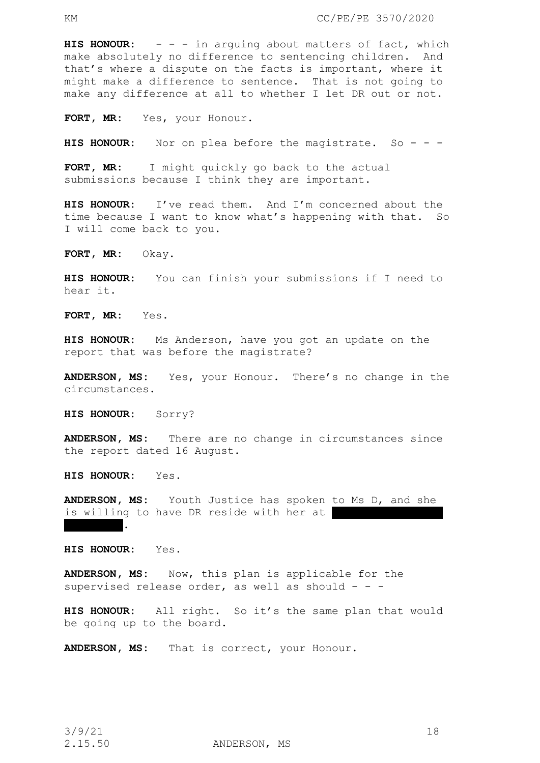**HIS HONOUR:** - - - in arguing about matters of fact, which make absolutely no difference to sentencing children. And that's where a dispute on the facts is important, where it might make a difference to sentence. That is not going to make any difference at all to whether I let DR out or not.

**FORT, MR:** Yes, your Honour.

**HIS HONOUR:** Nor on plea before the magistrate. So - - -

**FORT, MR:** I might quickly go back to the actual submissions because I think they are important.

**HIS HONOUR:** I've read them. And I'm concerned about the time because I want to know what's happening with that. So I will come back to you.

**FORT, MR:** Okay.

**HIS HONOUR:** You can finish your submissions if I need to hear it.

**FORT, MR:** Yes.

**HIS HONOUR:** Ms Anderson, have you got an update on the report that was before the magistrate?

**ANDERSON, MS:** Yes, your Honour. There's no change in the circumstances.

**HIS HONOUR:** Sorry?

**ANDERSON, MS:** There are no change in circumstances since the report dated 16 August.

**HIS HONOUR:** Yes.

**ANDERSON, MS:** Youth Justice has spoken to Ms D, and she is willing to have DR reside with her at [REDACTED].

**HIS HONOUR:** Yes.

**ANDERSON, MS:** Now, this plan is applicable for the supervised release order, as well as should - - -

**HIS HONOUR:** All right. So it's the same plan that would be going up to the board.

**ANDERSON, MS:** That is correct, your Honour.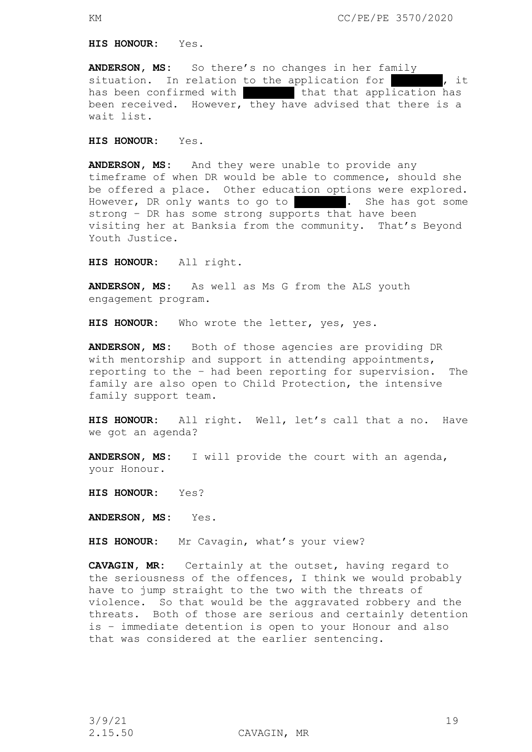**HIS HONOUR:** Yes.

**ANDERSON, MS:** So there's no changes in her family situation. In relation to the application for ████████, it has been confirmed with ████████ that that application has been received. However, they have advised that there is a wait list.

**HIS HONOUR:** Yes.

**ANDERSON, MS:** And they were unable to provide any timeframe of when DR would be able to commence, should she be offered a place. Other education options were explored. However, DR only wants to go to ████████. She has got some strong – DR has some strong supports that have been visiting her at Banksia from the community. That's Beyond Youth Justice.

**HIS HONOUR:** All right.

**ANDERSON, MS:** As well as Ms G from the ALS youth engagement program.

**HIS HONOUR:** Who wrote the letter, yes, yes.

**ANDERSON, MS:** Both of those agencies are providing DR with mentorship and support in attending appointments, reporting to the – had been reporting for supervision. The family are also open to Child Protection, the intensive family support team.

**HIS HONOUR:** All right. Well, let's call that a no. Have we got an agenda?

**ANDERSON, MS:** I will provide the court with an agenda, your Honour.

**HIS HONOUR:** Yes?

**ANDERSON, MS:** Yes.

**HIS HONOUR:** Mr Cavagin, what's your view?

**CAVAGIN, MR:** Certainly at the outset, having regard to the seriousness of the offences, I think we would probably have to jump straight to the two with the threats of violence. So that would be the aggravated robbery and the threats. Both of those are serious and certainly detention is – immediate detention is open to your Honour and also that was considered at the earlier sentencing.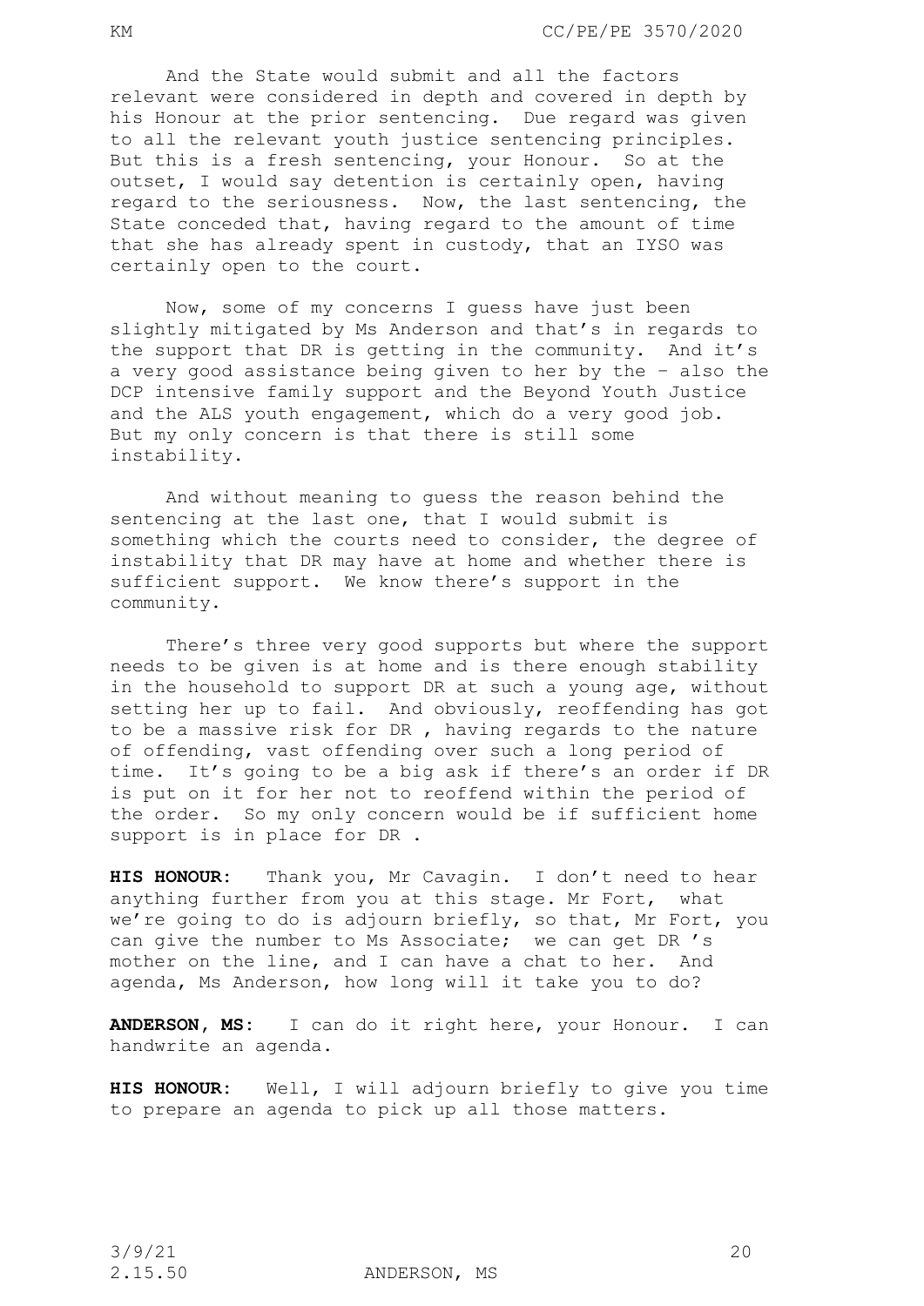And the State would submit and all the factors relevant were considered in depth and covered in depth by his Honour at the prior sentencing. Due regard was given to all the relevant youth justice sentencing principles. But this is a fresh sentencing, your Honour. So at the outset, I would say detention is certainly open, having regard to the seriousness. Now, the last sentencing, the State conceded that, having regard to the amount of time that she has already spent in custody, that an IYSO was certainly open to the court.

Now, some of my concerns I guess have just been slightly mitigated by Ms Anderson and that's in regards to the support that DR is getting in the community. And it's a very good assistance being given to her by the – also the DCP intensive family support and the Beyond Youth Justice and the ALS youth engagement, which do a very good job. But my only concern is that there is still some instability.

And without meaning to guess the reason behind the sentencing at the last one, that I would submit is something which the courts need to consider, the degree of instability that DR may have at home and whether there is sufficient support. We know there's support in the community.

There's three very good supports but where the support needs to be given is at home and is there enough stability in the household to support DR at such a young age, without setting her up to fail. And obviously, reoffending has got to be a massive risk for DR , having regards to the nature of offending, vast offending over such a long period of time. It's going to be a big ask if there's an order if DR is put on it for her not to reoffend within the period of the order. So my only concern would be if sufficient home support is in place for DR .

**HIS HONOUR:** Thank you, Mr Cavagin. I don't need to hear anything further from you at this stage. Mr Fort, what we're going to do is adjourn briefly, so that, Mr Fort, you can give the number to Ms Associate; we can get DR 's mother on the line, and I can have a chat to her. And agenda, Ms Anderson, how long will it take you to do?

**ANDERSON, MS:** I can do it right here, your Honour. I can handwrite an agenda.

**HIS HONOUR:** Well, I will adjourn briefly to give you time to prepare an agenda to pick up all those matters.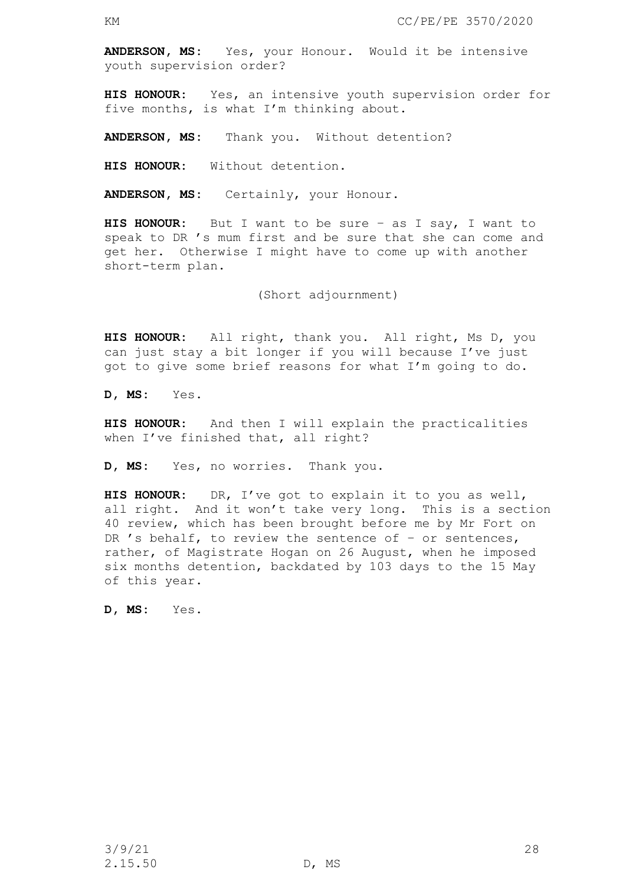**ANDERSON, MS:** Yes, your Honour. Would it be intensive youth supervision order?

**HIS HONOUR:** Yes, an intensive youth supervision order for five months, is what I'm thinking about.

**ANDERSON, MS:** Thank you. Without detention?

**HIS HONOUR:** Without detention.

**ANDERSON, MS:** Certainly, your Honour.

**HIS HONOUR:** But I want to be sure – as I say, I want to speak to DR 's mum first and be sure that she can come and get her. Otherwise I might have to come up with another short-term plan.

(Short adjournment)

**HIS HONOUR:** All right, thank you. All right, Ms D, you can just stay a bit longer if you will because I've just got to give some brief reasons for what I'm going to do.

**D, MS:** Yes.

**HIS HONOUR:** And then I will explain the practicalities when I've finished that, all right?

**D, MS:** Yes, no worries. Thank you.

**HIS HONOUR:** DR, I've got to explain it to you as well, all right. And it won't take very long. This is a section 40 review, which has been brought before me by Mr Fort on DR 's behalf, to review the sentence of – or sentences, rather, of Magistrate Hogan on 26 August, when he imposed six months detention, backdated by 103 days to the 15 May of this year.

**D, MS:** Yes.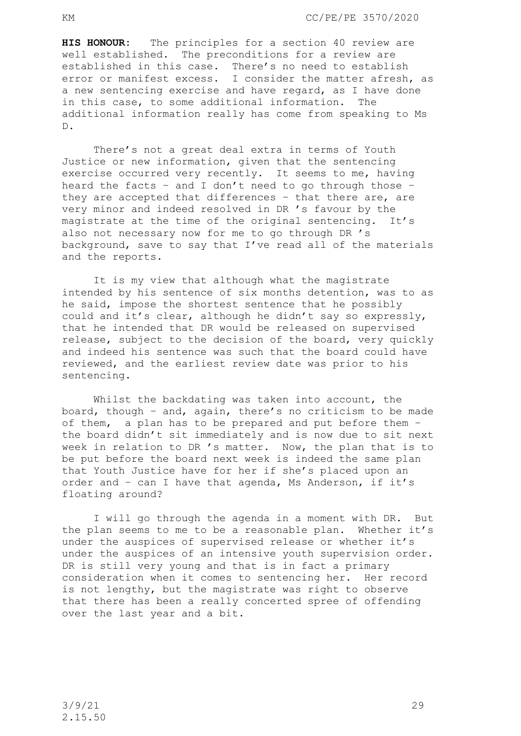**HIS HONOUR:** The principles for a section 40 review are well established. The preconditions for a review are established in this case. There's no need to establish error or manifest excess. I consider the matter afresh, as a new sentencing exercise and have regard, as I have done in this case, to some additional information. The additional information really has come from speaking to Ms D.

There's not a great deal extra in terms of Youth Justice or new information, given that the sentencing exercise occurred very recently. It seems to me, having heard the facts – and I don't need to go through those – they are accepted that differences – that there are, are very minor and indeed resolved in DR 's favour by the magistrate at the time of the original sentencing. It's also not necessary now for me to go through DR 's background, save to say that I've read all of the materials and the reports.

It is my view that although what the magistrate intended by his sentence of six months detention, was to as he said, impose the shortest sentence that he possibly could and it's clear, although he didn't say so expressly, that he intended that DR would be released on supervised release, subject to the decision of the board, very quickly and indeed his sentence was such that the board could have reviewed, and the earliest review date was prior to his sentencing.

Whilst the backdating was taken into account, the board, though – and, again, there's no criticism to be made of them, a plan has to be prepared and put before them – the board didn't sit immediately and is now due to sit next week in relation to DR 's matter. Now, the plan that is to be put before the board next week is indeed the same plan that Youth Justice have for her if she's placed upon an order and – can I have that agenda, Ms Anderson, if it's floating around?

I will go through the agenda in a moment with DR. But the plan seems to me to be a reasonable plan. Whether it's under the auspices of supervised release or whether it's under the auspices of an intensive youth supervision order. DR is still very young and that is in fact a primary consideration when it comes to sentencing her. Her record is not lengthy, but the magistrate was right to observe that there has been a really concerted spree of offending over the last year and a bit.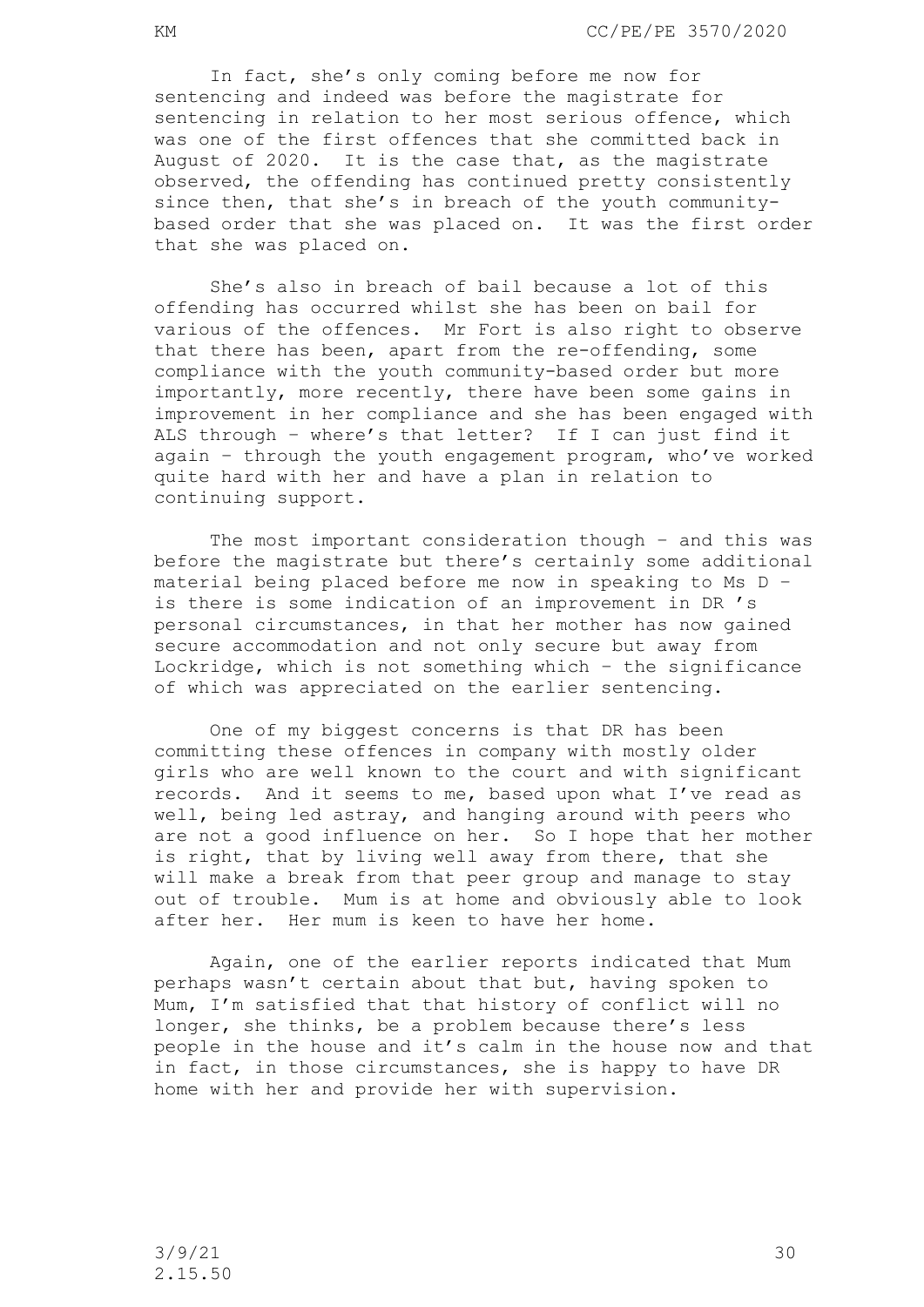In fact, she's only coming before me now for sentencing and indeed was before the magistrate for sentencing in relation to her most serious offence, which was one of the first offences that she committed back in August of 2020. It is the case that, as the magistrate observed, the offending has continued pretty consistently since then, that she's in breach of the youth community-based order that she was placed on. It was the first order that she was placed on.

She's also in breach of bail because a lot of this offending has occurred whilst she has been on bail for various of the offences. Mr Fort is also right to observe that there has been, apart from the re-offending, some compliance with the youth community-based order but more importantly, more recently, there have been some gains in improvement in her compliance and she has been engaged with ALS through – where's that letter? If I can just find it again – through the youth engagement program, who've worked quite hard with her and have a plan in relation to continuing support.

The most important consideration though – and this was before the magistrate but there's certainly some additional material being placed before me now in speaking to Ms D – is there is some indication of an improvement in DR 's personal circumstances, in that her mother has now gained secure accommodation and not only secure but away from Lockridge, which is not something which – the significance of which was appreciated on the earlier sentencing.

One of my biggest concerns is that DR has been committing these offences in company with mostly older girls who are well known to the court and with significant records. And it seems to me, based upon what I've read as well, being led astray, and hanging around with peers who are not a good influence on her. So I hope that her mother is right, that by living well away from there, that she will make a break from that peer group and manage to stay out of trouble. Mum is at home and obviously able to look after her. Her mum is keen to have her home.

Again, one of the earlier reports indicated that Mum perhaps wasn't certain about that but, having spoken to Mum, I'm satisfied that that history of conflict will no longer, she thinks, be a problem because there's less people in the house and it's calm in the house now and that in fact, in those circumstances, she is happy to have DR home with her and provide her with supervision.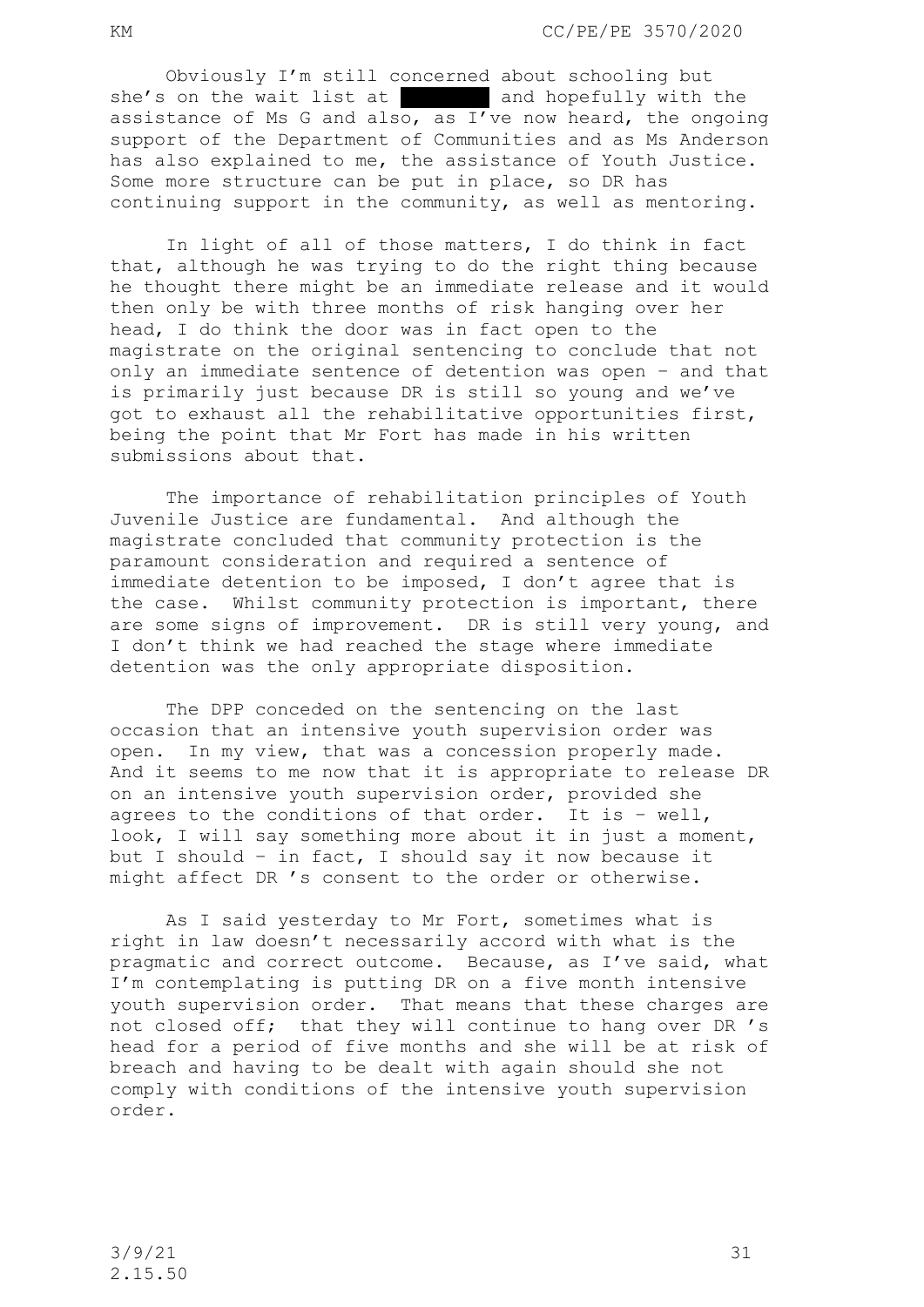Obviously I'm still concerned about schooling but she's on the wait list at ████████ and hopefully with the assistance of Ms G and also, as I've now heard, the ongoing support of the Department of Communities and as Ms Anderson has also explained to me, the assistance of Youth Justice. Some more structure can be put in place, so DR has continuing support in the community, as well as mentoring.

In light of all of those matters, I do think in fact that, although he was trying to do the right thing because he thought there might be an immediate release and it would then only be with three months of risk hanging over her head, I do think the door was in fact open to the magistrate on the original sentencing to conclude that not only an immediate sentence of detention was open – and that is primarily just because DR is still so young and we've got to exhaust all the rehabilitative opportunities first, being the point that Mr Fort has made in his written submissions about that.

The importance of rehabilitation principles of Youth Juvenile Justice are fundamental. And although the magistrate concluded that community protection is the paramount consideration and required a sentence of immediate detention to be imposed, I don't agree that is the case. Whilst community protection is important, there are some signs of improvement. DR is still very young, and I don't think we had reached the stage where immediate detention was the only appropriate disposition.

The DPP conceded on the sentencing on the last occasion that an intensive youth supervision order was open. In my view, that was a concession properly made. And it seems to me now that it is appropriate to release DR on an intensive youth supervision order, provided she agrees to the conditions of that order. It is – well, look, I will say something more about it in just a moment, but I should – in fact, I should say it now because it might affect DR 's consent to the order or otherwise.

As I said yesterday to Mr Fort, sometimes what is right in law doesn't necessarily accord with what is the pragmatic and correct outcome. Because, as I've said, what I'm contemplating is putting DR on a five month intensive youth supervision order. That means that these charges are not closed off; that they will continue to hang over DR 's head for a period of five months and she will be at risk of breach and having to be dealt with again should she not comply with conditions of the intensive youth supervision order.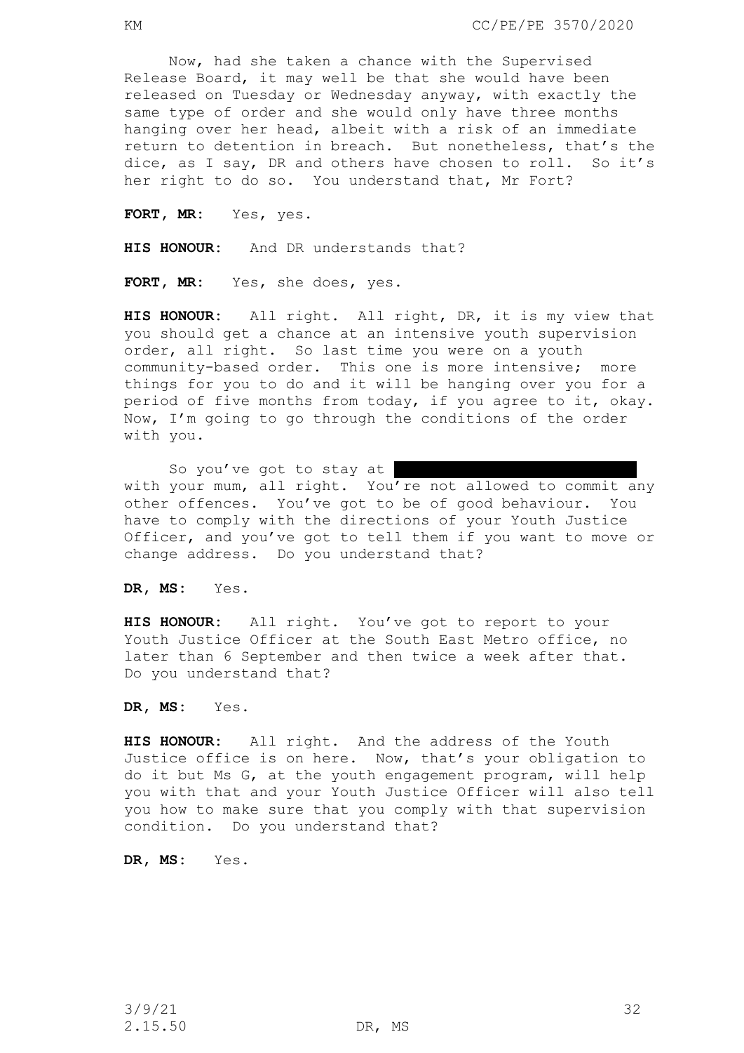Now, had she taken a chance with the Supervised Release Board, it may well be that she would have been released on Tuesday or Wednesday anyway, with exactly the same type of order and she would only have three months hanging over her head, albeit with a risk of an immediate return to detention in breach. But nonetheless, that's the dice, as I say, DR and others have chosen to roll. So it's her right to do so. You understand that, Mr Fort?

**FORT, MR**: Yes, yes.

**HIS HONOUR**: And DR understands that?

**FORT, MR**: Yes, she does, yes.

**HIS HONOUR**: All right. All right, DR, it is my view that you should get a chance at an intensive youth supervision order, all right. So last time you were on a youth community-based order. This one is more intensive; more things for you to do and it will be hanging over you for a period of five months from today, if you agree to it, okay. Now, I'm going to go through the conditions of the order with you.

So you've got to stay at [REDACTED] with your mum, all right. You're not allowed to commit any other offences. You've got to be of good behaviour. You have to comply with the directions of your Youth Justice Officer, and you've got to tell them if you want to move or change address. Do you understand that?

**DR, MS**: Yes.

**HIS HONOUR**: All right. You've got to report to your Youth Justice Officer at the South East Metro office, no later than 6 September and then twice a week after that. Do you understand that?

**DR, MS**: Yes.

**HIS HONOUR**: All right. And the address of the Youth Justice office is on here. Now, that's your obligation to do it but Ms G, at the youth engagement program, will help you with that and your Youth Justice Officer will also tell you how to make sure that you comply with that supervision condition. Do you understand that?

**DR, MS**: Yes.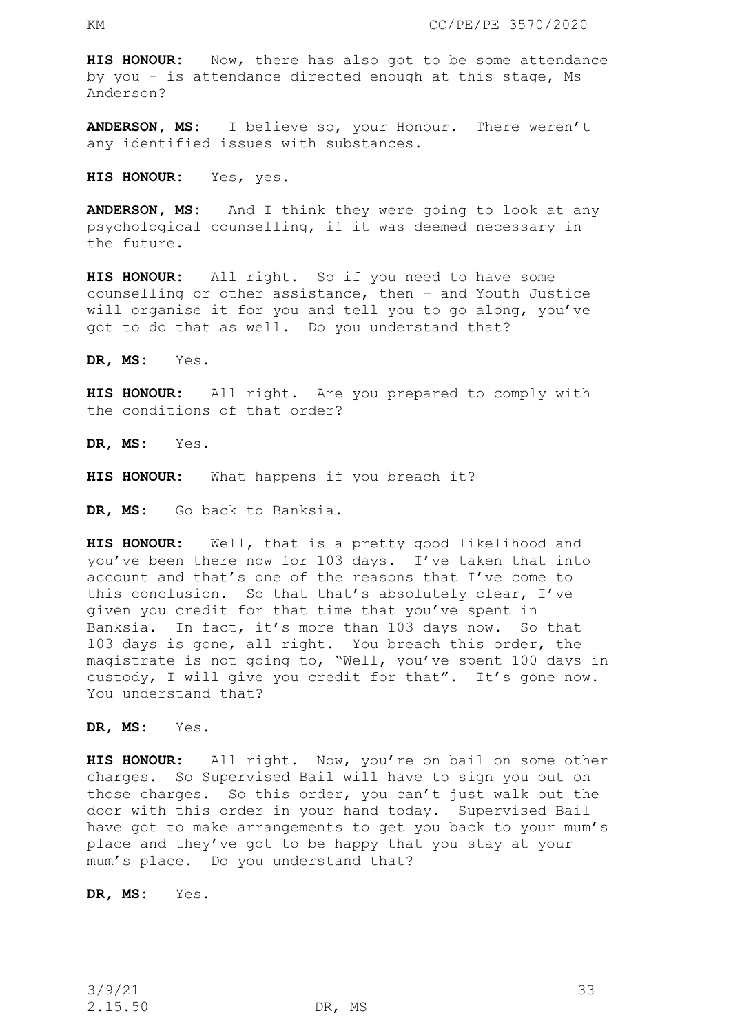**HIS HONOUR**: Now, there has also got to be some attendance by you – is attendance directed enough at this stage, Ms Anderson?

**ANDERSON, MS**: I believe so, your Honour. There weren't any identified issues with substances.

**HIS HONOUR**: Yes, yes.

**ANDERSON, MS**: And I think they were going to look at any psychological counselling, if it was deemed necessary in the future.

**HIS HONOUR**: All right. So if you need to have some counselling or other assistance, then – and Youth Justice will organise it for you and tell you to go along, you've got to do that as well. Do you understand that?

**DR, MS**: Yes.

**HIS HONOUR**: All right. Are you prepared to comply with the conditions of that order?

**DR, MS**: Yes.

**HIS HONOUR**: What happens if you breach it?

**DR, MS**: Go back to Banksia.

**HIS HONOUR**: Well, that is a pretty good likelihood and you've been there now for 103 days. I've taken that into account and that's one of the reasons that I've come to this conclusion. So that that's absolutely clear, I've given you credit for that time that you've spent in Banksia. In fact, it's more than 103 days now. So that 103 days is gone, all right. You breach this order, the magistrate is not going to, "Well, you've spent 100 days in custody, I will give you credit for that". It's gone now. You understand that?

**DR, MS**: Yes.

**HIS HONOUR**: All right. Now, you're on bail on some other charges. So Supervised Bail will have to sign you out on those charges. So this order, you can't just walk out the door with this order in your hand today. Supervised Bail have got to make arrangements to get you back to your mum's place and they've got to be happy that you stay at your mum's place. Do you understand that?

**DR, MS**: Yes.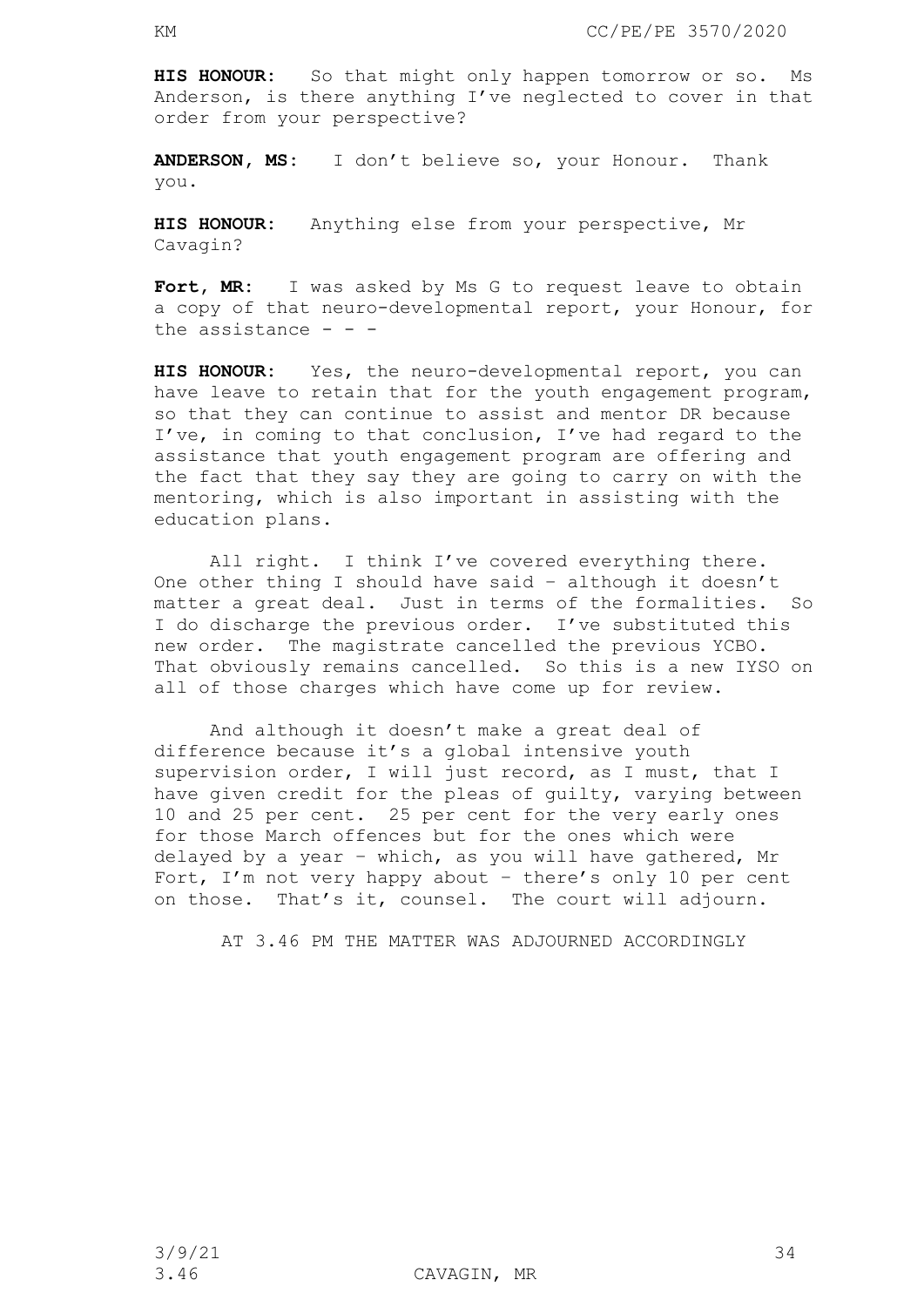**HIS HONOUR:** So that might only happen tomorrow or so. Ms Anderson, is there anything I've neglected to cover in that order from your perspective?

**ANDERSON, MS:** I don't believe so, your Honour. Thank you.

**HIS HONOUR:** Anything else from your perspective, Mr Cavagin?

**Fort, MR:** I was asked by Ms G to request leave to obtain a copy of that neuro-developmental report, your Honour, for the assistance - - -

**HIS HONOUR:** Yes, the neuro-developmental report, you can have leave to retain that for the youth engagement program, so that they can continue to assist and mentor DR because I've, in coming to that conclusion, I've had regard to the assistance that youth engagement program are offering and the fact that they say they are going to carry on with the mentoring, which is also important in assisting with the education plans.

All right. I think I've covered everything there. One other thing I should have said – although it doesn't matter a great deal. Just in terms of the formalities. So I do discharge the previous order. I've substituted this new order. The magistrate cancelled the previous YCBO. That obviously remains cancelled. So this is a new IYSO on all of those charges which have come up for review.

And although it doesn't make a great deal of difference because it's a global intensive youth supervision order, I will just record, as I must, that I have given credit for the pleas of guilty, varying between 10 and 25 per cent. 25 per cent for the very early ones for those March offences but for the ones which were delayed by a year – which, as you will have gathered, Mr Fort, I'm not very happy about – there's only 10 per cent on those. That's it, counsel. The court will adjourn.

AT 3.46 PM THE MATTER WAS ADJOURNED ACCORDINGLY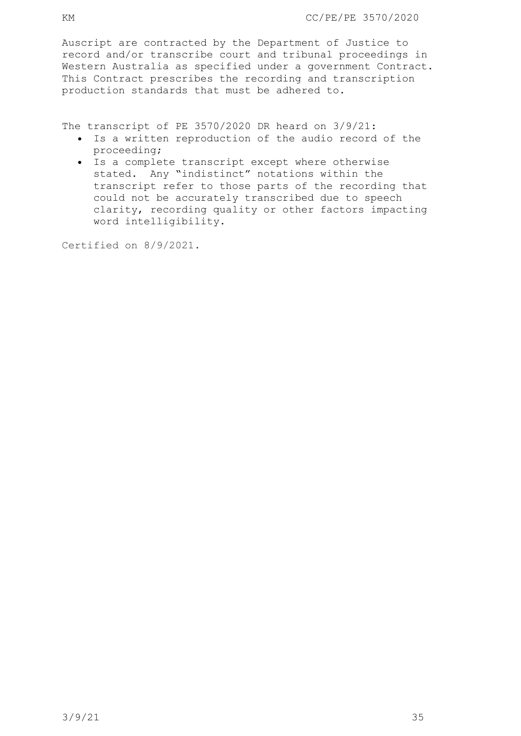Auscript are contracted by the Department of Justice to record and/or transcribe court and tribunal proceedings in Western Australia as specified under a government Contract. This Contract prescribes the recording and transcription production standards that must be adhered to.

The transcript of PE 3570/2020 DR heard on 3/9/21:

- Is a written reproduction of the audio record of the proceeding;
- Is a complete transcript except where otherwise stated. Any "indistinct" notations within the transcript refer to those parts of the recording that could not be accurately transcribed due to speech clarity, recording quality or other factors impacting word intelligibility.

Certified on 8/9/2021.